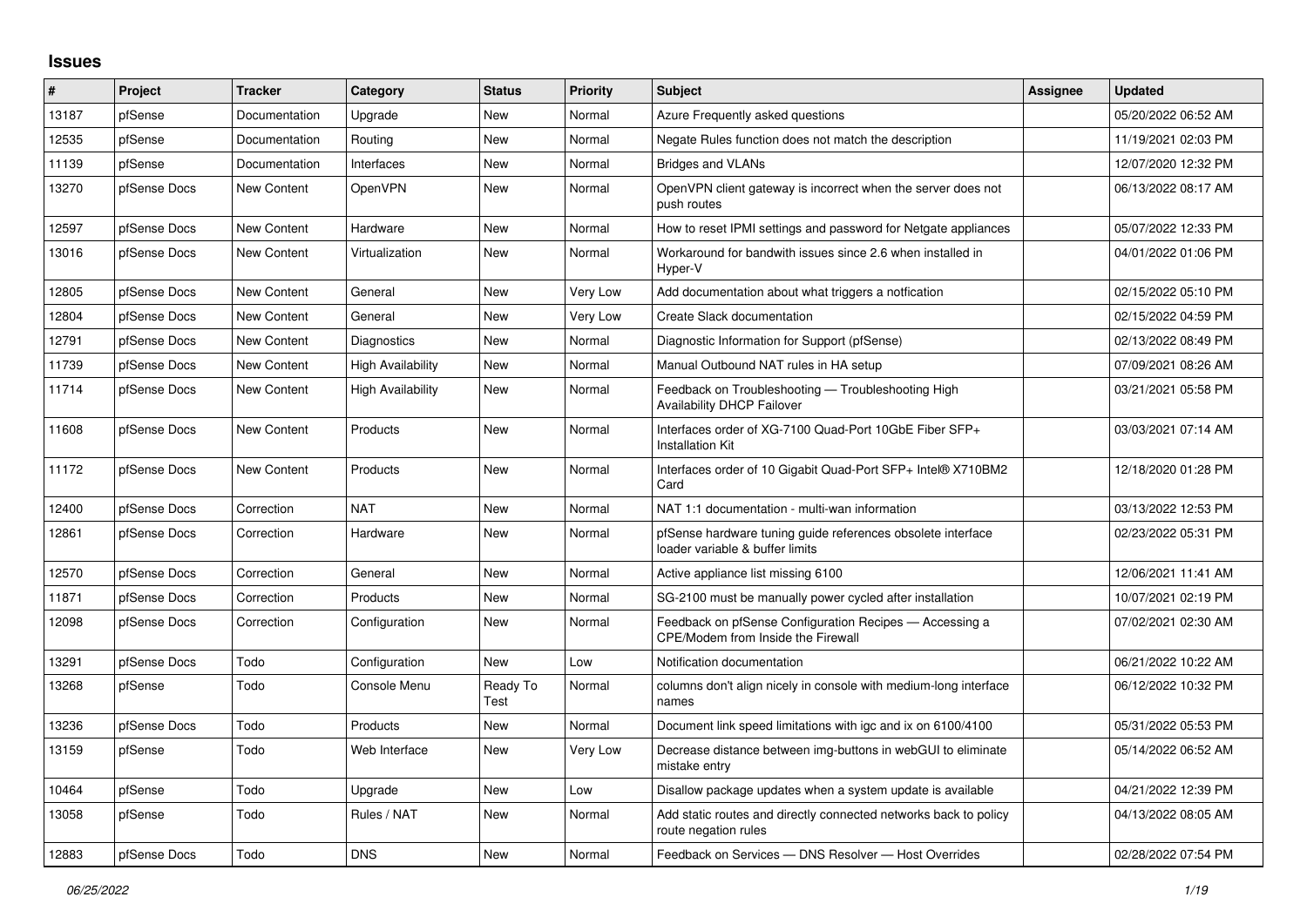# Issues

| # | Project | Tracker | Category | Status | Priority | Subject | Assignee | Updated |
|---|---|---|---|---|---|---|---|---|
| 13187 | pfSense | Documentation | Upgrade | New | Normal | Azure Frequently asked questions | | 05/20/2022 06:52 AM |
| 12535 | pfSense | Documentation | Routing | New | Normal | Negate Rules function does not match the description | | 11/19/2021 02:03 PM |
| 11139 | pfSense | Documentation | Interfaces | New | Normal | Bridges and VLANs | | 12/07/2020 12:32 PM |
| 13270 | pfSense Docs | New Content | OpenVPN | New | Normal | OpenVPN client gateway is incorrect when the server does not push routes | | 06/13/2022 08:17 AM |
| 12597 | pfSense Docs | New Content | Hardware | New | Normal | How to reset IPMI settings and password for Netgate appliances | | 05/07/2022 12:33 PM |
| 13016 | pfSense Docs | New Content | Virtualization | New | Normal | Workaround for bandwith issues since 2.6 when installed in Hyper-V | | 04/01/2022 01:06 PM |
| 12805 | pfSense Docs | New Content | General | New | Very Low | Add documentation about what triggers a notfication | | 02/15/2022 05:10 PM |
| 12804 | pfSense Docs | New Content | General | New | Very Low | Create Slack documentation | | 02/15/2022 04:59 PM |
| 12791 | pfSense Docs | New Content | Diagnostics | New | Normal | Diagnostic Information for Support (pfSense) | | 02/13/2022 08:49 PM |
| 11739 | pfSense Docs | New Content | High Availability | New | Normal | Manual Outbound NAT rules in HA setup | | 07/09/2021 08:26 AM |
| 11714 | pfSense Docs | New Content | High Availability | New | Normal | Feedback on Troubleshooting — Troubleshooting High Availability DHCP Failover | | 03/21/2021 05:58 PM |
| 11608 | pfSense Docs | New Content | Products | New | Normal | Interfaces order of XG-7100 Quad-Port 10GbE Fiber SFP+ Installation Kit | | 03/03/2021 07:14 AM |
| 11172 | pfSense Docs | New Content | Products | New | Normal | Interfaces order of 10 Gigabit Quad-Port SFP+ Intel® X710BM2 Card | | 12/18/2020 01:28 PM |
| 12400 | pfSense Docs | Correction | NAT | New | Normal | NAT 1:1 documentation - multi-wan information | | 03/13/2022 12:53 PM |
| 12861 | pfSense Docs | Correction | Hardware | New | Normal | pfSense hardware tuning guide references obsolete interface loader variable & buffer limits | | 02/23/2022 05:31 PM |
| 12570 | pfSense Docs | Correction | General | New | Normal | Active appliance list missing 6100 | | 12/06/2021 11:41 AM |
| 11871 | pfSense Docs | Correction | Products | New | Normal | SG-2100 must be manually power cycled after installation | | 10/07/2021 02:19 PM |
| 12098 | pfSense Docs | Correction | Configuration | New | Normal | Feedback on pfSense Configuration Recipes — Accessing a CPE/Modem from Inside the Firewall | | 07/02/2021 02:30 AM |
| 13291 | pfSense Docs | Todo | Configuration | New | Low | Notification documentation | | 06/21/2022 10:22 AM |
| 13268 | pfSense | Todo | Console Menu | Ready To Test | Normal | columns don't align nicely in console with medium-long interface names | | 06/12/2022 10:32 PM |
| 13236 | pfSense Docs | Todo | Products | New | Normal | Document link speed limitations with igc and ix on 6100/4100 | | 05/31/2022 05:53 PM |
| 13159 | pfSense | Todo | Web Interface | New | Very Low | Decrease distance between img-buttons in webGUI to eliminate mistake entry | | 05/14/2022 06:52 AM |
| 10464 | pfSense | Todo | Upgrade | New | Low | Disallow package updates when a system update is available | | 04/21/2022 12:39 PM |
| 13058 | pfSense | Todo | Rules / NAT | New | Normal | Add static routes and directly connected networks back to policy route negation rules | | 04/13/2022 08:05 AM |
| 12883 | pfSense Docs | Todo | DNS | New | Normal | Feedback on Services — DNS Resolver — Host Overrides | | 02/28/2022 07:54 PM |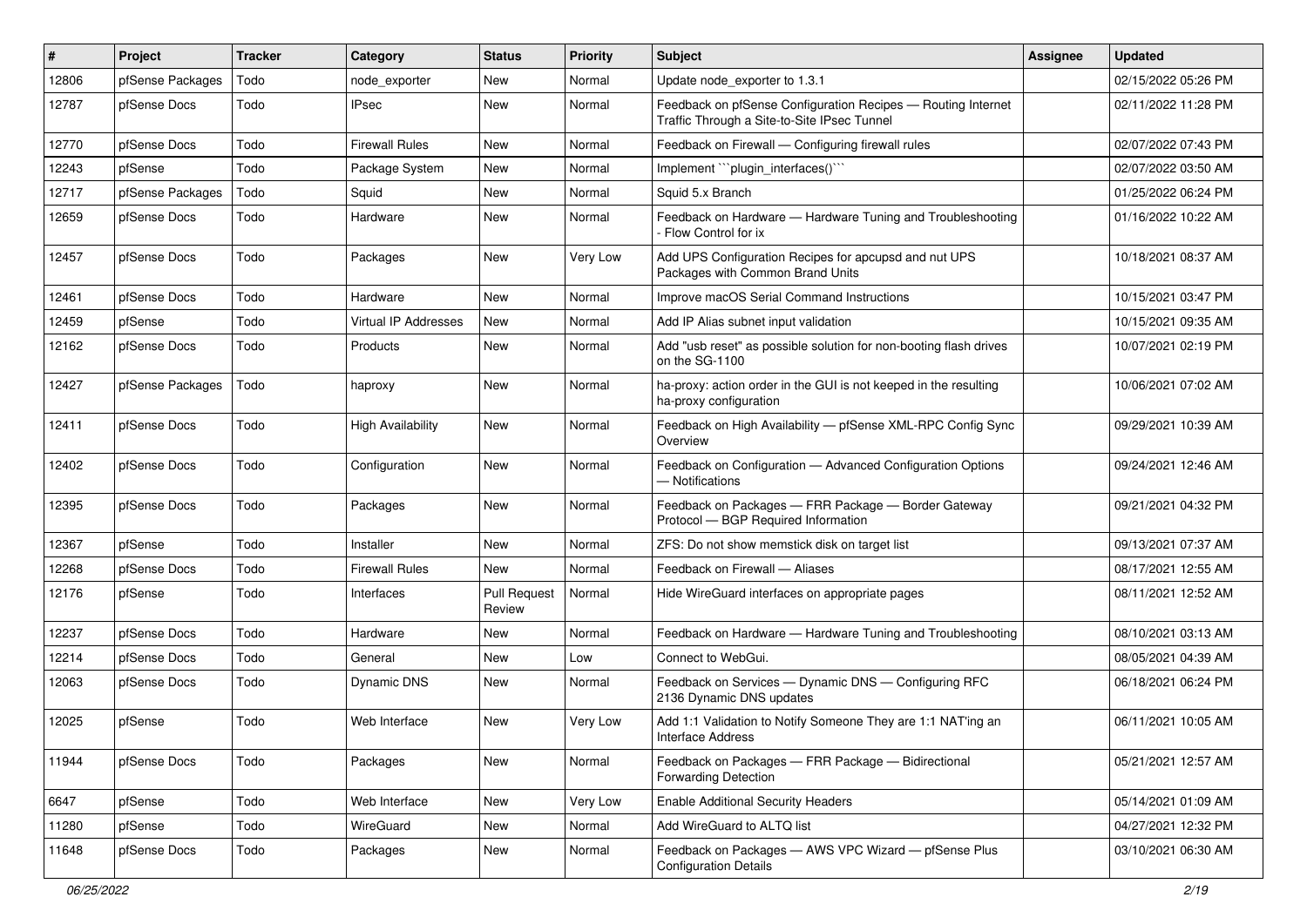| # | Project | Tracker | Category | Status | Priority | Subject | Assignee | Updated |
|---|---|---|---|---|---|---|---|---|
| 12806 | pfSense Packages | Todo | node_exporter | New | Normal | Update node_exporter to 1.3.1 | | 02/15/2022 05:26 PM |
| 12787 | pfSense Docs | Todo | IPsec | New | Normal | Feedback on pfSense Configuration Recipes — Routing Internet Traffic Through a Site-to-Site IPsec Tunnel | | 02/11/2022 11:28 PM |
| 12770 | pfSense Docs | Todo | Firewall Rules | New | Normal | Feedback on Firewall — Configuring firewall rules | | 02/07/2022 07:43 PM |
| 12243 | pfSense | Todo | Package System | New | Normal | Implement ```plugin_interfaces()``` | | 02/07/2022 03:50 AM |
| 12717 | pfSense Packages | Todo | Squid | New | Normal | Squid 5.x Branch | | 01/25/2022 06:24 PM |
| 12659 | pfSense Docs | Todo | Hardware | New | Normal | Feedback on Hardware — Hardware Tuning and Troubleshooting - Flow Control for ix | | 01/16/2022 10:22 AM |
| 12457 | pfSense Docs | Todo | Packages | New | Very Low | Add UPS Configuration Recipes for apcupsd and nut UPS Packages with Common Brand Units | | 10/18/2021 08:37 AM |
| 12461 | pfSense Docs | Todo | Hardware | New | Normal | Improve macOS Serial Command Instructions | | 10/15/2021 03:47 PM |
| 12459 | pfSense | Todo | Virtual IP Addresses | New | Normal | Add IP Alias subnet input validation | | 10/15/2021 09:35 AM |
| 12162 | pfSense Docs | Todo | Products | New | Normal | Add "usb reset" as possible solution for non-booting flash drives on the SG-1100 | | 10/07/2021 02:19 PM |
| 12427 | pfSense Packages | Todo | haproxy | New | Normal | ha-proxy: action order in the GUI is not keeped in the resulting ha-proxy configuration | | 10/06/2021 07:02 AM |
| 12411 | pfSense Docs | Todo | High Availability | New | Normal | Feedback on High Availability — pfSense XML-RPC Config Sync Overview | | 09/29/2021 10:39 AM |
| 12402 | pfSense Docs | Todo | Configuration | New | Normal | Feedback on Configuration — Advanced Configuration Options — Notifications | | 09/24/2021 12:46 AM |
| 12395 | pfSense Docs | Todo | Packages | New | Normal | Feedback on Packages — FRR Package — Border Gateway Protocol — BGP Required Information | | 09/21/2021 04:32 PM |
| 12367 | pfSense | Todo | Installer | New | Normal | ZFS: Do not show memstick disk on target list | | 09/13/2021 07:37 AM |
| 12268 | pfSense Docs | Todo | Firewall Rules | New | Normal | Feedback on Firewall — Aliases | | 08/17/2021 12:55 AM |
| 12176 | pfSense | Todo | Interfaces | Pull Request Review | Normal | Hide WireGuard interfaces on appropriate pages | | 08/11/2021 12:52 AM |
| 12237 | pfSense Docs | Todo | Hardware | New | Normal | Feedback on Hardware — Hardware Tuning and Troubleshooting | | 08/10/2021 03:13 AM |
| 12214 | pfSense Docs | Todo | General | New | Low | Connect to WebGui. | | 08/05/2021 04:39 AM |
| 12063 | pfSense Docs | Todo | Dynamic DNS | New | Normal | Feedback on Services — Dynamic DNS — Configuring RFC 2136 Dynamic DNS updates | | 06/18/2021 06:24 PM |
| 12025 | pfSense | Todo | Web Interface | New | Very Low | Add 1:1 Validation to Notify Someone They are 1:1 NAT'ing an Interface Address | | 06/11/2021 10:05 AM |
| 11944 | pfSense Docs | Todo | Packages | New | Normal | Feedback on Packages — FRR Package — Bidirectional Forwarding Detection | | 05/21/2021 12:57 AM |
| 6647 | pfSense | Todo | Web Interface | New | Very Low | Enable Additional Security Headers | | 05/14/2021 01:09 AM |
| 11280 | pfSense | Todo | WireGuard | New | Normal | Add WireGuard to ALTQ list | | 04/27/2021 12:32 PM |
| 11648 | pfSense Docs | Todo | Packages | New | Normal | Feedback on Packages — AWS VPC Wizard — pfSense Plus Configuration Details | | 03/10/2021 06:30 AM |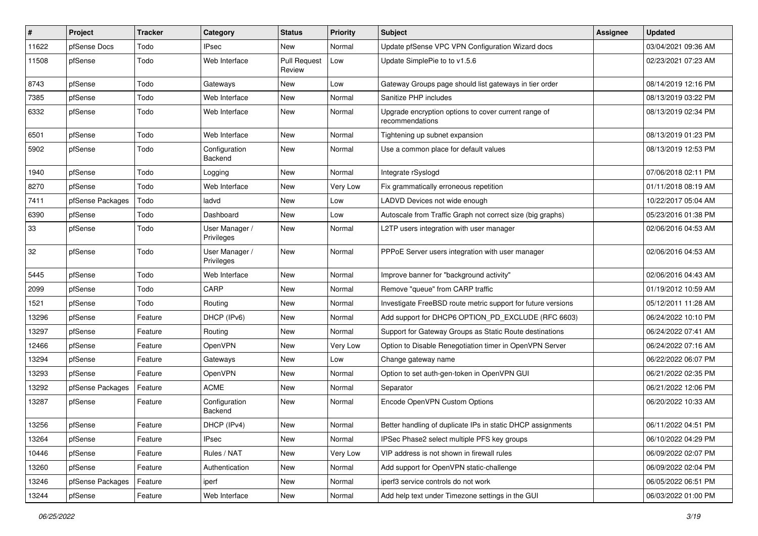| # | Project | Tracker | Category | Status | Priority | Subject | Assignee | Updated |
|---|---|---|---|---|---|---|---|---|
| 11622 | pfSense Docs | Todo | IPsec | New | Normal | Update pfSense VPC VPN Configuration Wizard docs | | 03/04/2021 09:36 AM |
| 11508 | pfSense | Todo | Web Interface | Pull Request Review | Low | Update SimplePie to to v1.5.6 | | 02/23/2021 07:23 AM |
| 8743 | pfSense | Todo | Gateways | New | Low | Gateway Groups page should list gateways in tier order | | 08/14/2019 12:16 PM |
| 7385 | pfSense | Todo | Web Interface | New | Normal | Sanitize PHP includes | | 08/13/2019 03:22 PM |
| 6332 | pfSense | Todo | Web Interface | New | Normal | Upgrade encryption options to cover current range of recommendations | | 08/13/2019 02:34 PM |
| 6501 | pfSense | Todo | Web Interface | New | Normal | Tightening up subnet expansion | | 08/13/2019 01:23 PM |
| 5902 | pfSense | Todo | Configuration Backend | New | Normal | Use a common place for default values | | 08/13/2019 12:53 PM |
| 1940 | pfSense | Todo | Logging | New | Normal | Integrate rSyslogd | | 07/06/2018 02:11 PM |
| 8270 | pfSense | Todo | Web Interface | New | Very Low | Fix grammatically erroneous repetition | | 01/11/2018 08:19 AM |
| 7411 | pfSense Packages | Todo | ladvd | New | Low | LADVD Devices not wide enough | | 10/22/2017 05:04 AM |
| 6390 | pfSense | Todo | Dashboard | New | Low | Autoscale from Traffic Graph not correct size (big graphs) | | 05/23/2016 01:38 PM |
| 33 | pfSense | Todo | User Manager / Privileges | New | Normal | L2TP users integration with user manager | | 02/06/2016 04:53 AM |
| 32 | pfSense | Todo | User Manager / Privileges | New | Normal | PPPoE Server users integration with user manager | | 02/06/2016 04:53 AM |
| 5445 | pfSense | Todo | Web Interface | New | Normal | Improve banner for "background activity" | | 02/06/2016 04:43 AM |
| 2099 | pfSense | Todo | CARP | New | Normal | Remove "queue" from CARP traffic | | 01/19/2012 10:59 AM |
| 1521 | pfSense | Todo | Routing | New | Normal | Investigate FreeBSD route metric support for future versions | | 05/12/2011 11:28 AM |
| 13296 | pfSense | Feature | DHCP (IPv6) | New | Normal | Add support for DHCP6 OPTION_PD_EXCLUDE (RFC 6603) | | 06/24/2022 10:10 PM |
| 13297 | pfSense | Feature | Routing | New | Normal | Support for Gateway Groups as Static Route destinations | | 06/24/2022 07:41 AM |
| 12466 | pfSense | Feature | OpenVPN | New | Very Low | Option to Disable Renegotiation timer in OpenVPN Server | | 06/24/2022 07:16 AM |
| 13294 | pfSense | Feature | Gateways | New | Low | Change gateway name | | 06/22/2022 06:07 PM |
| 13293 | pfSense | Feature | OpenVPN | New | Normal | Option to set auth-gen-token in OpenVPN GUI | | 06/21/2022 02:35 PM |
| 13292 | pfSense Packages | Feature | ACME | New | Normal | Separator | | 06/21/2022 12:06 PM |
| 13287 | pfSense | Feature | Configuration Backend | New | Normal | Encode OpenVPN Custom Options | | 06/20/2022 10:33 AM |
| 13256 | pfSense | Feature | DHCP (IPv4) | New | Normal | Better handling of duplicate IPs in static DHCP assignments | | 06/11/2022 04:51 PM |
| 13264 | pfSense | Feature | IPsec | New | Normal | IPSec Phase2 select multiple PFS key groups | | 06/10/2022 04:29 PM |
| 10446 | pfSense | Feature | Rules / NAT | New | Very Low | VIP address is not shown in firewall rules | | 06/09/2022 02:07 PM |
| 13260 | pfSense | Feature | Authentication | New | Normal | Add support for OpenVPN static-challenge | | 06/09/2022 02:04 PM |
| 13246 | pfSense Packages | Feature | iperf | New | Normal | iperf3 service controls do not work | | 06/05/2022 06:51 PM |
| 13244 | pfSense | Feature | Web Interface | New | Normal | Add help text under Timezone settings in the GUI | | 06/03/2022 01:00 PM |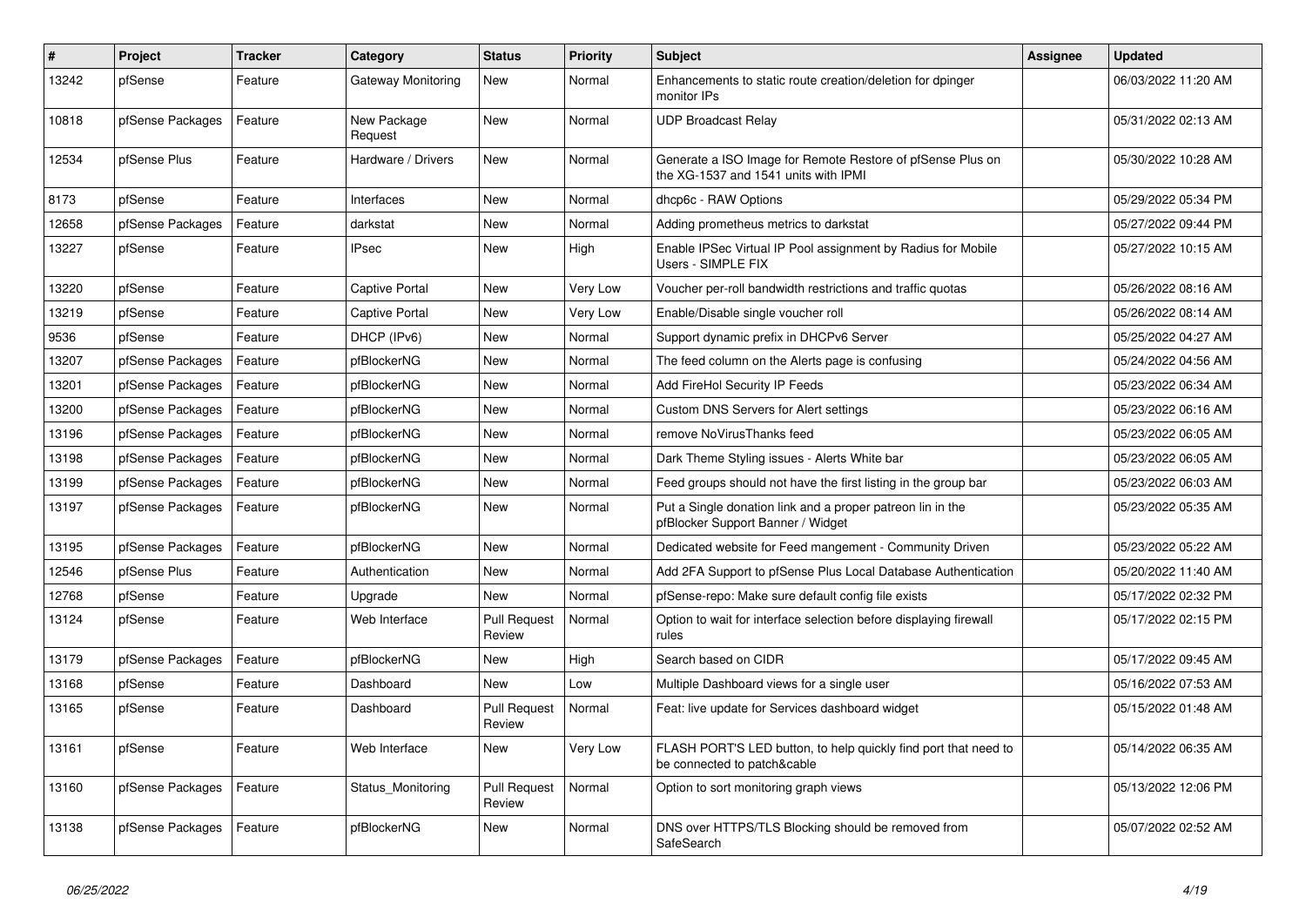| # | Project | Tracker | Category | Status | Priority | Subject | Assignee | Updated |
|---|---|---|---|---|---|---|---|---|
| 13242 | pfSense | Feature | Gateway Monitoring | New | Normal | Enhancements to static route creation/deletion for dpinger monitor IPs | | 06/03/2022 11:20 AM |
| 10818 | pfSense Packages | Feature | New Package Request | New | Normal | UDP Broadcast Relay | | 05/31/2022 02:13 AM |
| 12534 | pfSense Plus | Feature | Hardware / Drivers | New | Normal | Generate a ISO Image for Remote Restore of pfSense Plus on the XG-1537 and 1541 units with IPMI | | 05/30/2022 10:28 AM |
| 8173 | pfSense | Feature | Interfaces | New | Normal | dhcp6c - RAW Options | | 05/29/2022 05:34 PM |
| 12658 | pfSense Packages | Feature | darkstat | New | Normal | Adding prometheus metrics to darkstat | | 05/27/2022 09:44 PM |
| 13227 | pfSense | Feature | IPsec | New | High | Enable IPSec Virtual IP Pool assignment by Radius for Mobile Users - SIMPLE FIX | | 05/27/2022 10:15 AM |
| 13220 | pfSense | Feature | Captive Portal | New | Very Low | Voucher per-roll bandwidth restrictions and traffic quotas | | 05/26/2022 08:16 AM |
| 13219 | pfSense | Feature | Captive Portal | New | Very Low | Enable/Disable single voucher roll | | 05/26/2022 08:14 AM |
| 9536 | pfSense | Feature | DHCP (IPv6) | New | Normal | Support dynamic prefix in DHCPv6 Server | | 05/25/2022 04:27 AM |
| 13207 | pfSense Packages | Feature | pfBlockerNG | New | Normal | The feed column on the Alerts page is confusing | | 05/24/2022 04:56 AM |
| 13201 | pfSense Packages | Feature | pfBlockerNG | New | Normal | Add FireHol Security IP Feeds | | 05/23/2022 06:34 AM |
| 13200 | pfSense Packages | Feature | pfBlockerNG | New | Normal | Custom DNS Servers for Alert settings | | 05/23/2022 06:16 AM |
| 13196 | pfSense Packages | Feature | pfBlockerNG | New | Normal | remove NoVirusThanks feed | | 05/23/2022 06:05 AM |
| 13198 | pfSense Packages | Feature | pfBlockerNG | New | Normal | Dark Theme Styling issues - Alerts White bar | | 05/23/2022 06:05 AM |
| 13199 | pfSense Packages | Feature | pfBlockerNG | New | Normal | Feed groups should not have the first listing in the group bar | | 05/23/2022 06:03 AM |
| 13197 | pfSense Packages | Feature | pfBlockerNG | New | Normal | Put a Single donation link and a proper patreon lin in the pfBlocker Support Banner / Widget | | 05/23/2022 05:35 AM |
| 13195 | pfSense Packages | Feature | pfBlockerNG | New | Normal | Dedicated website for Feed mangement - Community Driven | | 05/23/2022 05:22 AM |
| 12546 | pfSense Plus | Feature | Authentication | New | Normal | Add 2FA Support to pfSense Plus Local Database Authentication | | 05/20/2022 11:40 AM |
| 12768 | pfSense | Feature | Upgrade | New | Normal | pfSense-repo: Make sure default config file exists | | 05/17/2022 02:32 PM |
| 13124 | pfSense | Feature | Web Interface | Pull Request Review | Normal | Option to wait for interface selection before displaying firewall rules | | 05/17/2022 02:15 PM |
| 13179 | pfSense Packages | Feature | pfBlockerNG | New | High | Search based on CIDR | | 05/17/2022 09:45 AM |
| 13168 | pfSense | Feature | Dashboard | New | Low | Multiple Dashboard views for a single user | | 05/16/2022 07:53 AM |
| 13165 | pfSense | Feature | Dashboard | Pull Request Review | Normal | Feat: live update for Services dashboard widget | | 05/15/2022 01:48 AM |
| 13161 | pfSense | Feature | Web Interface | New | Very Low | FLASH PORT'S LED button, to help quickly find port that need to be connected to patch&cable | | 05/14/2022 06:35 AM |
| 13160 | pfSense Packages | Feature | Status_Monitoring | Pull Request Review | Normal | Option to sort monitoring graph views | | 05/13/2022 12:06 PM |
| 13138 | pfSense Packages | Feature | pfBlockerNG | New | Normal | DNS over HTTPS/TLS Blocking should be removed from SafeSearch | | 05/07/2022 02:52 AM |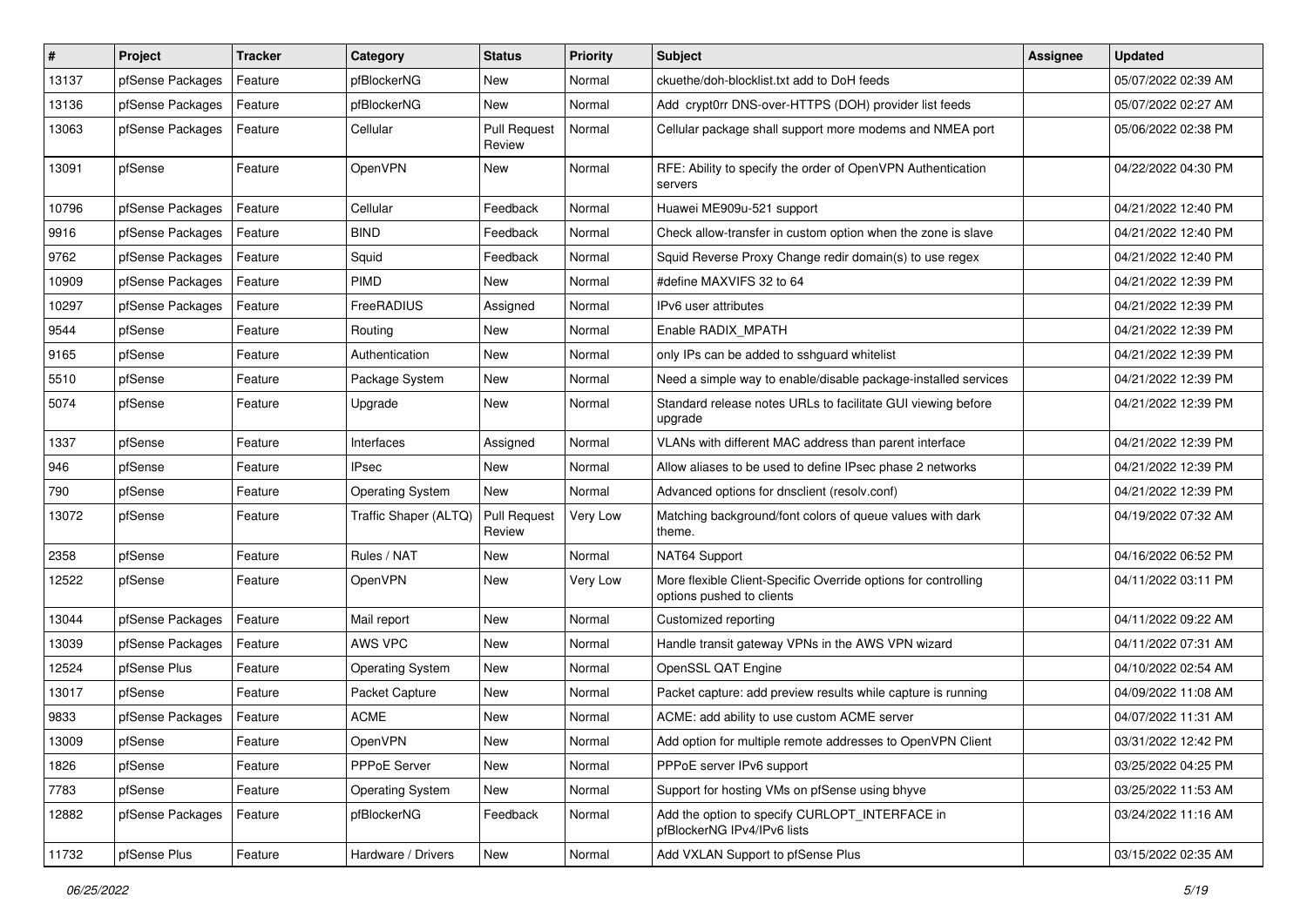| # | Project | Tracker | Category | Status | Priority | Subject | Assignee | Updated |
|---|---|---|---|---|---|---|---|---|
| 13137 | pfSense Packages | Feature | pfBlockerNG | New | Normal | ckuethe/doh-blocklist.txt add to DoH feeds | | 05/07/2022 02:39 AM |
| 13136 | pfSense Packages | Feature | pfBlockerNG | New | Normal | Add crypt0rr DNS-over-HTTPS (DOH) provider list feeds | | 05/07/2022 02:27 AM |
| 13063 | pfSense Packages | Feature | Cellular | Pull Request Review | Normal | Cellular package shall support more modems and NMEA port | | 05/06/2022 02:38 PM |
| 13091 | pfSense | Feature | OpenVPN | New | Normal | RFE: Ability to specify the order of OpenVPN Authentication servers | | 04/22/2022 04:30 PM |
| 10796 | pfSense Packages | Feature | Cellular | Feedback | Normal | Huawei ME909u-521 support | | 04/21/2022 12:40 PM |
| 9916 | pfSense Packages | Feature | BIND | Feedback | Normal | Check allow-transfer in custom option when the zone is slave | | 04/21/2022 12:40 PM |
| 9762 | pfSense Packages | Feature | Squid | Feedback | Normal | Squid Reverse Proxy Change redir domain(s) to use regex | | 04/21/2022 12:40 PM |
| 10909 | pfSense Packages | Feature | PIMD | New | Normal | #define MAXVIFS 32 to 64 | | 04/21/2022 12:39 PM |
| 10297 | pfSense Packages | Feature | FreeRADIUS | Assigned | Normal | IPv6 user attributes | | 04/21/2022 12:39 PM |
| 9544 | pfSense | Feature | Routing | New | Normal | Enable RADIX_MPATH | | 04/21/2022 12:39 PM |
| 9165 | pfSense | Feature | Authentication | New | Normal | only IPs can be added to sshguard whitelist | | 04/21/2022 12:39 PM |
| 5510 | pfSense | Feature | Package System | New | Normal | Need a simple way to enable/disable package-installed services | | 04/21/2022 12:39 PM |
| 5074 | pfSense | Feature | Upgrade | New | Normal | Standard release notes URLs to facilitate GUI viewing before upgrade | | 04/21/2022 12:39 PM |
| 1337 | pfSense | Feature | Interfaces | Assigned | Normal | VLANs with different MAC address than parent interface | | 04/21/2022 12:39 PM |
| 946 | pfSense | Feature | IPsec | New | Normal | Allow aliases to be used to define IPsec phase 2 networks | | 04/21/2022 12:39 PM |
| 790 | pfSense | Feature | Operating System | New | Normal | Advanced options for dnsclient (resolv.conf) | | 04/21/2022 12:39 PM |
| 13072 | pfSense | Feature | Traffic Shaper (ALTQ) | Pull Request Review | Very Low | Matching background/font colors of queue values with dark theme. | | 04/19/2022 07:32 AM |
| 2358 | pfSense | Feature | Rules / NAT | New | Normal | NAT64 Support | | 04/16/2022 06:52 PM |
| 12522 | pfSense | Feature | OpenVPN | New | Very Low | More flexible Client-Specific Override options for controlling options pushed to clients | | 04/11/2022 03:11 PM |
| 13044 | pfSense Packages | Feature | Mail report | New | Normal | Customized reporting | | 04/11/2022 09:22 AM |
| 13039 | pfSense Packages | Feature | AWS VPC | New | Normal | Handle transit gateway VPNs in the AWS VPN wizard | | 04/11/2022 07:31 AM |
| 12524 | pfSense Plus | Feature | Operating System | New | Normal | OpenSSL QAT Engine | | 04/10/2022 02:54 AM |
| 13017 | pfSense | Feature | Packet Capture | New | Normal | Packet capture: add preview results while capture is running | | 04/09/2022 11:08 AM |
| 9833 | pfSense Packages | Feature | ACME | New | Normal | ACME: add ability to use custom ACME server | | 04/07/2022 11:31 AM |
| 13009 | pfSense | Feature | OpenVPN | New | Normal | Add option for multiple remote addresses to OpenVPN Client | | 03/31/2022 12:42 PM |
| 1826 | pfSense | Feature | PPPoE Server | New | Normal | PPPoE server IPv6 support | | 03/25/2022 04:25 PM |
| 7783 | pfSense | Feature | Operating System | New | Normal | Support for hosting VMs on pfSense using bhyve | | 03/25/2022 11:53 AM |
| 12882 | pfSense Packages | Feature | pfBlockerNG | Feedback | Normal | Add the option to specify CURLOPT_INTERFACE in pfBlockerNG IPv4/IPv6 lists | | 03/24/2022 11:16 AM |
| 11732 | pfSense Plus | Feature | Hardware / Drivers | New | Normal | Add VXLAN Support to pfSense Plus | | 03/15/2022 02:35 AM |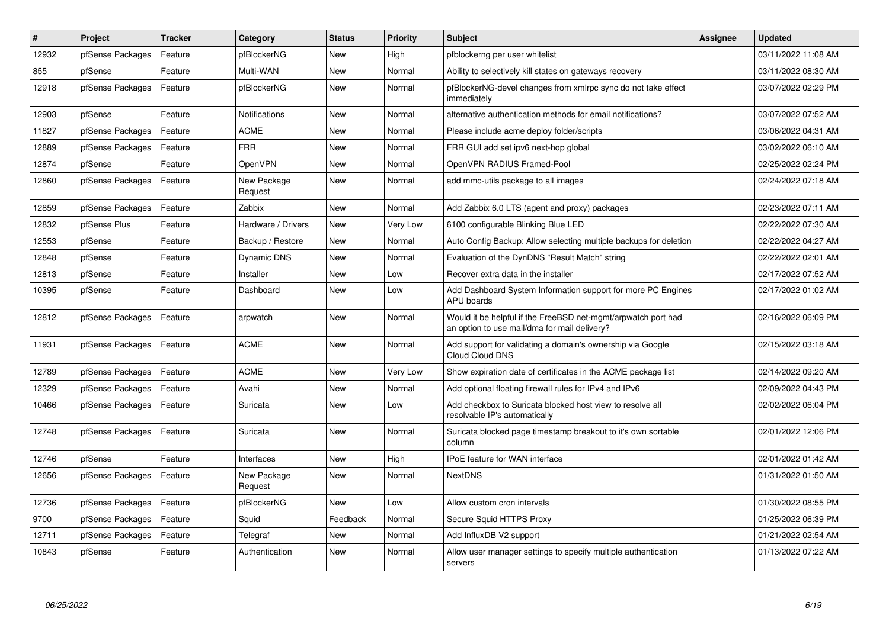| # | Project | Tracker | Category | Status | Priority | Subject | Assignee | Updated |
|---|---|---|---|---|---|---|---|---|
| 12932 | pfSense Packages | Feature | pfBlockerNG | New | High | pfblockerng per user whitelist | | 03/11/2022 11:08 AM |
| 855 | pfSense | Feature | Multi-WAN | New | Normal | Ability to selectively kill states on gateways recovery | | 03/11/2022 08:30 AM |
| 12918 | pfSense Packages | Feature | pfBlockerNG | New | Normal | pfBlockerNG-devel changes from xmlrpc sync do not take effect immediately | | 03/07/2022 02:29 PM |
| 12903 | pfSense | Feature | Notifications | New | Normal | alternative authentication methods for email notifications? | | 03/07/2022 07:52 AM |
| 11827 | pfSense Packages | Feature | ACME | New | Normal | Please include acme deploy folder/scripts | | 03/06/2022 04:31 AM |
| 12889 | pfSense Packages | Feature | FRR | New | Normal | FRR GUI add set ipv6 next-hop global | | 03/02/2022 06:10 AM |
| 12874 | pfSense | Feature | OpenVPN | New | Normal | OpenVPN RADIUS Framed-Pool | | 02/25/2022 02:24 PM |
| 12860 | pfSense Packages | Feature | New Package Request | New | Normal | add mmc-utils package to all images | | 02/24/2022 07:18 AM |
| 12859 | pfSense Packages | Feature | Zabbix | New | Normal | Add Zabbix 6.0 LTS (agent and proxy) packages | | 02/23/2022 07:11 AM |
| 12832 | pfSense Plus | Feature | Hardware / Drivers | New | Very Low | 6100 configurable Blinking Blue LED | | 02/22/2022 07:30 AM |
| 12553 | pfSense | Feature | Backup / Restore | New | Normal | Auto Config Backup: Allow selecting multiple backups for deletion | | 02/22/2022 04:27 AM |
| 12848 | pfSense | Feature | Dynamic DNS | New | Normal | Evaluation of the DynDNS "Result Match" string | | 02/22/2022 02:01 AM |
| 12813 | pfSense | Feature | Installer | New | Low | Recover extra data in the installer | | 02/17/2022 07:52 AM |
| 10395 | pfSense | Feature | Dashboard | New | Low | Add Dashboard System Information support for more PC Engines APU boards | | 02/17/2022 01:02 AM |
| 12812 | pfSense Packages | Feature | arpwatch | New | Normal | Would it be helpful if the FreeBSD net-mgmt/arpwatch port had an option to use mail/dma for mail delivery? | | 02/16/2022 06:09 PM |
| 11931 | pfSense Packages | Feature | ACME | New | Normal | Add support for validating a domain's ownership via Google Cloud Cloud DNS | | 02/15/2022 03:18 AM |
| 12789 | pfSense Packages | Feature | ACME | New | Very Low | Show expiration date of certificates in the ACME package list | | 02/14/2022 09:20 AM |
| 12329 | pfSense Packages | Feature | Avahi | New | Normal | Add optional floating firewall rules for IPv4 and IPv6 | | 02/09/2022 04:43 PM |
| 10466 | pfSense Packages | Feature | Suricata | New | Low | Add checkbox to Suricata blocked host view to resolve all resolvable IP's automatically | | 02/02/2022 06:04 PM |
| 12748 | pfSense Packages | Feature | Suricata | New | Normal | Suricata blocked page timestamp breakout to it's own sortable column | | 02/01/2022 12:06 PM |
| 12746 | pfSense | Feature | Interfaces | New | High | IPoE feature for WAN interface | | 02/01/2022 01:42 AM |
| 12656 | pfSense Packages | Feature | New Package Request | New | Normal | NextDNS | | 01/31/2022 01:50 AM |
| 12736 | pfSense Packages | Feature | pfBlockerNG | New | Low | Allow custom cron intervals | | 01/30/2022 08:55 PM |
| 9700 | pfSense Packages | Feature | Squid | Feedback | Normal | Secure Squid HTTPS Proxy | | 01/25/2022 06:39 PM |
| 12711 | pfSense Packages | Feature | Telegraf | New | Normal | Add InfluxDB V2 support | | 01/21/2022 02:54 AM |
| 10843 | pfSense | Feature | Authentication | New | Normal | Allow user manager settings to specify multiple authentication servers | | 01/13/2022 07:22 AM |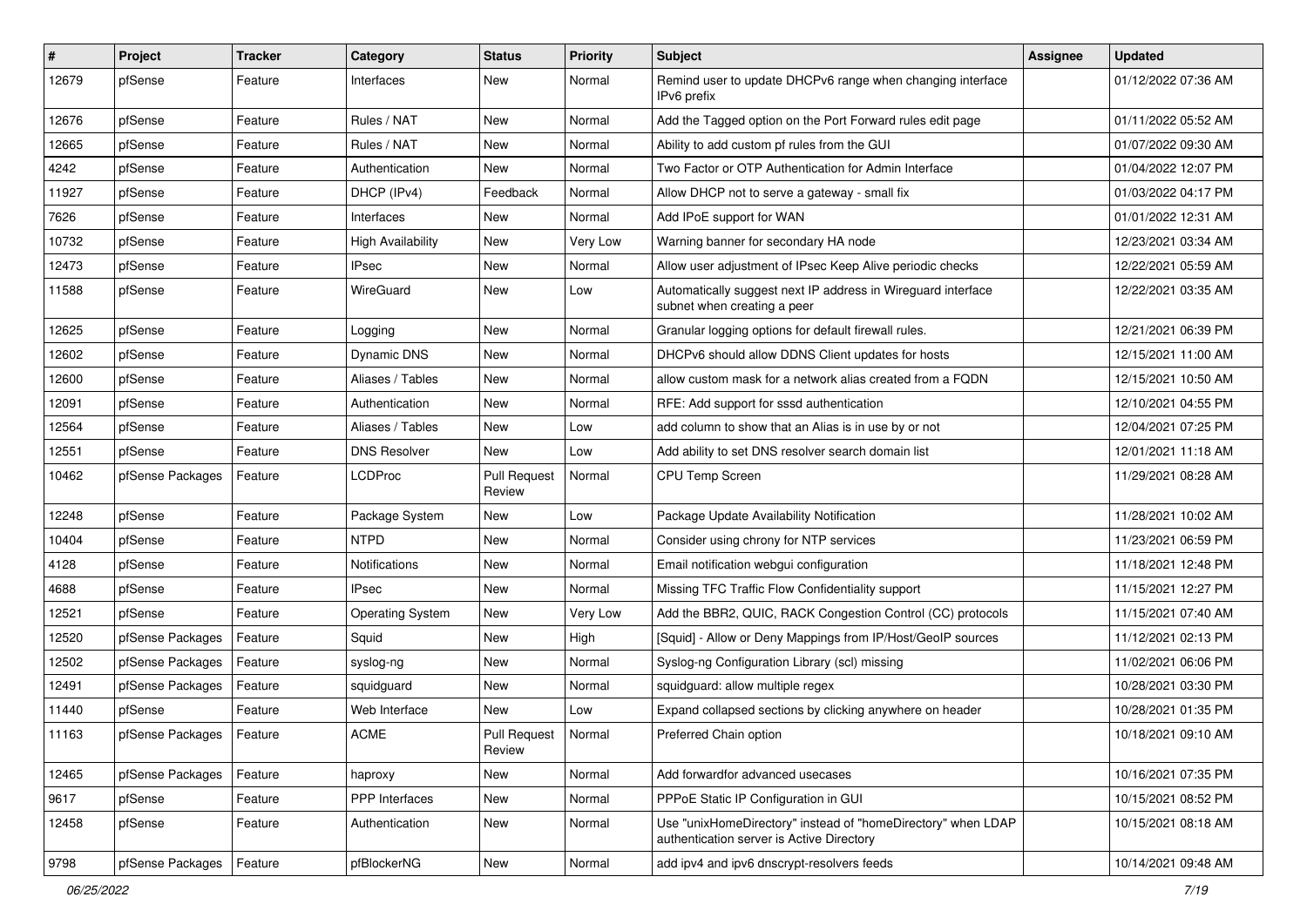| # | Project | Tracker | Category | Status | Priority | Subject | Assignee | Updated |
|---|---|---|---|---|---|---|---|---|
| 12679 | pfSense | Feature | Interfaces | New | Normal | Remind user to update DHCPv6 range when changing interface IPv6 prefix | | 01/12/2022 07:36 AM |
| 12676 | pfSense | Feature | Rules / NAT | New | Normal | Add the Tagged option on the Port Forward rules edit page | | 01/11/2022 05:52 AM |
| 12665 | pfSense | Feature | Rules / NAT | New | Normal | Ability to add custom pf rules from the GUI | | 01/07/2022 09:30 AM |
| 4242 | pfSense | Feature | Authentication | New | Normal | Two Factor or OTP Authentication for Admin Interface | | 01/04/2022 12:07 PM |
| 11927 | pfSense | Feature | DHCP (IPv4) | Feedback | Normal | Allow DHCP not to serve a gateway - small fix | | 01/03/2022 04:17 PM |
| 7626 | pfSense | Feature | Interfaces | New | Normal | Add IPoE support for WAN | | 01/01/2022 12:31 AM |
| 10732 | pfSense | Feature | High Availability | New | Very Low | Warning banner for secondary HA node | | 12/23/2021 03:34 AM |
| 12473 | pfSense | Feature | IPsec | New | Normal | Allow user adjustment of IPsec Keep Alive periodic checks | | 12/22/2021 05:59 AM |
| 11588 | pfSense | Feature | WireGuard | New | Low | Automatically suggest next IP address in Wireguard interface subnet when creating a peer | | 12/22/2021 03:35 AM |
| 12625 | pfSense | Feature | Logging | New | Normal | Granular logging options for default firewall rules. | | 12/21/2021 06:39 PM |
| 12602 | pfSense | Feature | Dynamic DNS | New | Normal | DHCPv6 should allow DDNS Client updates for hosts | | 12/15/2021 11:00 AM |
| 12600 | pfSense | Feature | Aliases / Tables | New | Normal | allow custom mask for a network alias created from a FQDN | | 12/15/2021 10:50 AM |
| 12091 | pfSense | Feature | Authentication | New | Normal | RFE: Add support for sssd authentication | | 12/10/2021 04:55 PM |
| 12564 | pfSense | Feature | Aliases / Tables | New | Low | add column to show that an Alias is in use by or not | | 12/04/2021 07:25 PM |
| 12551 | pfSense | Feature | DNS Resolver | New | Low | Add ability to set DNS resolver search domain list | | 12/01/2021 11:18 AM |
| 10462 | pfSense Packages | Feature | LCDProc | Pull Request Review | Normal | CPU Temp Screen | | 11/29/2021 08:28 AM |
| 12248 | pfSense | Feature | Package System | New | Low | Package Update Availability Notification | | 11/28/2021 10:02 AM |
| 10404 | pfSense | Feature | NTPD | New | Normal | Consider using chrony for NTP services | | 11/23/2021 06:59 PM |
| 4128 | pfSense | Feature | Notifications | New | Normal | Email notification webgui configuration | | 11/18/2021 12:48 PM |
| 4688 | pfSense | Feature | IPsec | New | Normal | Missing TFC Traffic Flow Confidentiality support | | 11/15/2021 12:27 PM |
| 12521 | pfSense | Feature | Operating System | New | Very Low | Add the BBR2, QUIC, RACK Congestion Control (CC) protocols | | 11/15/2021 07:40 AM |
| 12520 | pfSense Packages | Feature | Squid | New | High | [Squid] - Allow or Deny Mappings from IP/Host/GeoIP sources | | 11/12/2021 02:13 PM |
| 12502 | pfSense Packages | Feature | syslog-ng | New | Normal | Syslog-ng Configuration Library (scl) missing | | 11/02/2021 06:06 PM |
| 12491 | pfSense Packages | Feature | squidguard | New | Normal | squidguard: allow multiple regex | | 10/28/2021 03:30 PM |
| 11440 | pfSense | Feature | Web Interface | New | Low | Expand collapsed sections by clicking anywhere on header | | 10/28/2021 01:35 PM |
| 11163 | pfSense Packages | Feature | ACME | Pull Request Review | Normal | Preferred Chain option | | 10/18/2021 09:10 AM |
| 12465 | pfSense Packages | Feature | haproxy | New | Normal | Add forwardfor advanced usecases | | 10/16/2021 07:35 PM |
| 9617 | pfSense | Feature | PPP Interfaces | New | Normal | PPPoE Static IP Configuration in GUI | | 10/15/2021 08:52 PM |
| 12458 | pfSense | Feature | Authentication | New | Normal | Use "unixHomeDirectory" instead of "homeDirectory" when LDAP authentication server is Active Directory | | 10/15/2021 08:18 AM |
| 9798 | pfSense Packages | Feature | pfBlockerNG | New | Normal | add ipv4 and ipv6 dnscrypt-resolvers feeds | | 10/14/2021 09:48 AM |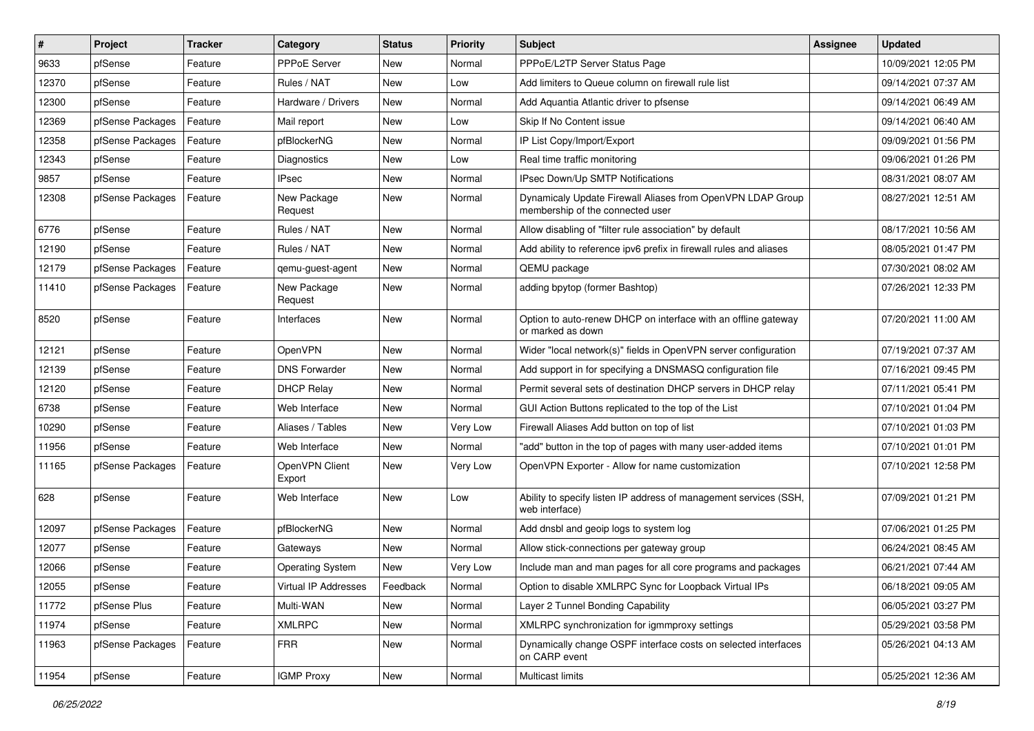| # | Project | Tracker | Category | Status | Priority | Subject | Assignee | Updated |
|---|---|---|---|---|---|---|---|---|
| 9633 | pfSense | Feature | PPPoE Server | New | Normal | PPPoE/L2TP Server Status Page | | 10/09/2021 12:05 PM |
| 12370 | pfSense | Feature | Rules / NAT | New | Low | Add limiters to Queue column on firewall rule list | | 09/14/2021 07:37 AM |
| 12300 | pfSense | Feature | Hardware / Drivers | New | Normal | Add Aquantia Atlantic driver to pfsense | | 09/14/2021 06:49 AM |
| 12369 | pfSense Packages | Feature | Mail report | New | Low | Skip If No Content issue | | 09/14/2021 06:40 AM |
| 12358 | pfSense Packages | Feature | pfBlockerNG | New | Normal | IP List Copy/Import/Export | | 09/09/2021 01:56 PM |
| 12343 | pfSense | Feature | Diagnostics | New | Low | Real time traffic monitoring | | 09/06/2021 01:26 PM |
| 9857 | pfSense | Feature | IPsec | New | Normal | IPsec Down/Up SMTP Notifications | | 08/31/2021 08:07 AM |
| 12308 | pfSense Packages | Feature | New Package Request | New | Normal | Dynamicaly Update Firewall Aliases from OpenVPN LDAP Group membership of the connected user | | 08/27/2021 12:51 AM |
| 6776 | pfSense | Feature | Rules / NAT | New | Normal | Allow disabling of "filter rule association" by default | | 08/17/2021 10:56 AM |
| 12190 | pfSense | Feature | Rules / NAT | New | Normal | Add ability to reference ipv6 prefix in firewall rules and aliases | | 08/05/2021 01:47 PM |
| 12179 | pfSense Packages | Feature | qemu-guest-agent | New | Normal | QEMU package | | 07/30/2021 08:02 AM |
| 11410 | pfSense Packages | Feature | New Package Request | New | Normal | adding bpytop (former Bashtop) | | 07/26/2021 12:33 PM |
| 8520 | pfSense | Feature | Interfaces | New | Normal | Option to auto-renew DHCP on interface with an offline gateway or marked as down | | 07/20/2021 11:00 AM |
| 12121 | pfSense | Feature | OpenVPN | New | Normal | Wider "local network(s)" fields in OpenVPN server configuration | | 07/19/2021 07:37 AM |
| 12139 | pfSense | Feature | DNS Forwarder | New | Normal | Add support in for specifying a DNSMASQ configuration file | | 07/16/2021 09:45 PM |
| 12120 | pfSense | Feature | DHCP Relay | New | Normal | Permit several sets of destination DHCP servers in DHCP relay | | 07/11/2021 05:41 PM |
| 6738 | pfSense | Feature | Web Interface | New | Normal | GUI Action Buttons replicated to the top of the List | | 07/10/2021 01:04 PM |
| 10290 | pfSense | Feature | Aliases / Tables | New | Very Low | Firewall Aliases Add button on top of list | | 07/10/2021 01:03 PM |
| 11956 | pfSense | Feature | Web Interface | New | Normal | "add" button in the top of pages with many user-added items | | 07/10/2021 01:01 PM |
| 11165 | pfSense Packages | Feature | OpenVPN Client Export | New | Very Low | OpenVPN Exporter - Allow for name customization | | 07/10/2021 12:58 PM |
| 628 | pfSense | Feature | Web Interface | New | Low | Ability to specify listen IP address of management services (SSH, web interface) | | 07/09/2021 01:21 PM |
| 12097 | pfSense Packages | Feature | pfBlockerNG | New | Normal | Add dnsbl and geoip logs to system log | | 07/06/2021 01:25 PM |
| 12077 | pfSense | Feature | Gateways | New | Normal | Allow stick-connections per gateway group | | 06/24/2021 08:45 AM |
| 12066 | pfSense | Feature | Operating System | New | Very Low | Include man and man pages for all core programs and packages | | 06/21/2021 07:44 AM |
| 12055 | pfSense | Feature | Virtual IP Addresses | Feedback | Normal | Option to disable XMLRPC Sync for Loopback Virtual IPs | | 06/18/2021 09:05 AM |
| 11772 | pfSense Plus | Feature | Multi-WAN | New | Normal | Layer 2 Tunnel Bonding Capability | | 06/05/2021 03:27 PM |
| 11974 | pfSense | Feature | XMLRPC | New | Normal | XMLRPC synchronization for igmmproxy settings | | 05/29/2021 03:58 PM |
| 11963 | pfSense Packages | Feature | FRR | New | Normal | Dynamically change OSPF interface costs on selected interfaces on CARP event | | 05/26/2021 04:13 AM |
| 11954 | pfSense | Feature | IGMP Proxy | New | Normal | Multicast limits | | 05/25/2021 12:36 AM |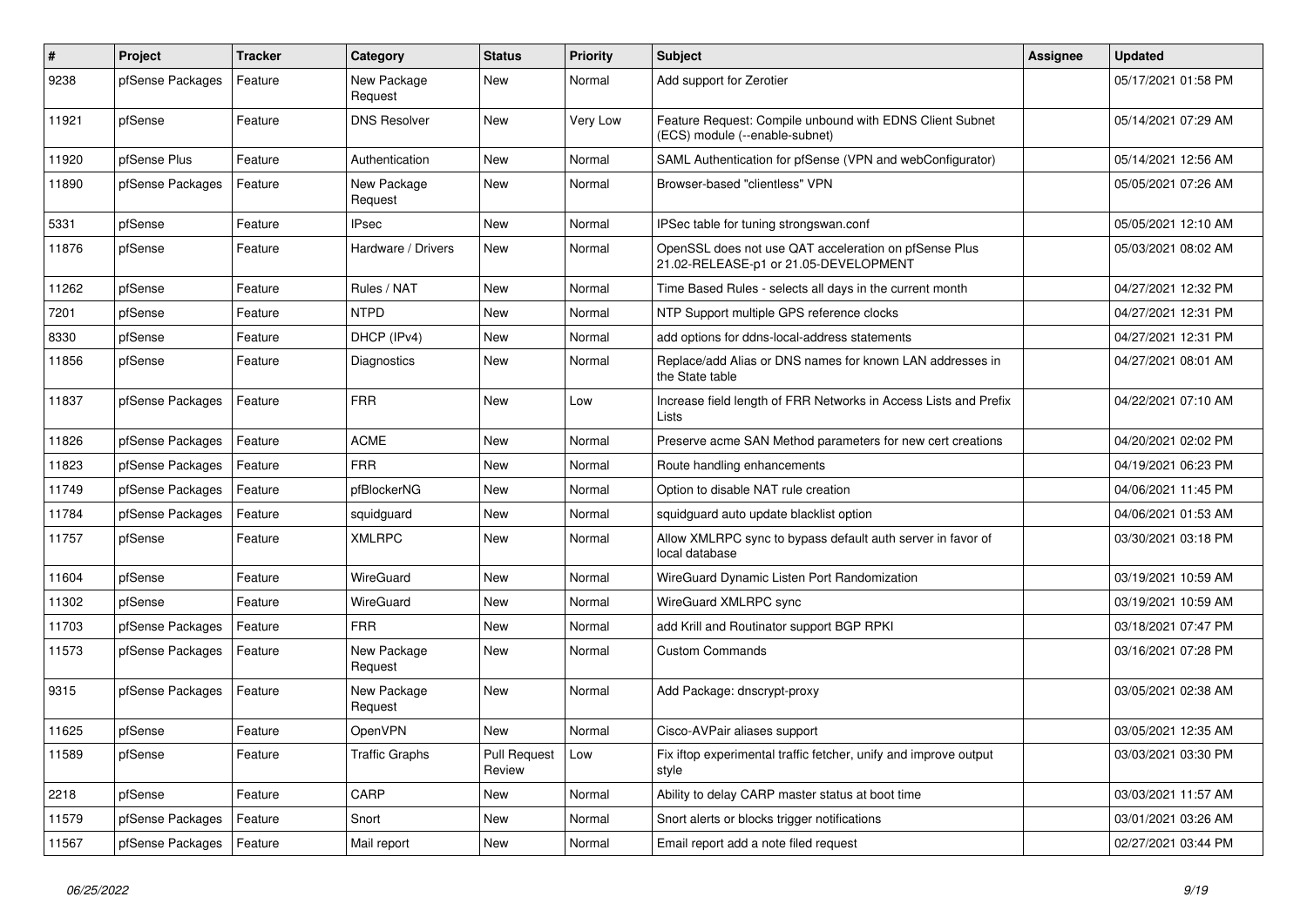| # | Project | Tracker | Category | Status | Priority | Subject | Assignee | Updated |
|---|---|---|---|---|---|---|---|---|
| 9238 | pfSense Packages | Feature | New Package Request | New | Normal | Add support for Zerotier | | 05/17/2021 01:58 PM |
| 11921 | pfSense | Feature | DNS Resolver | New | Very Low | Feature Request: Compile unbound with EDNS Client Subnet (ECS) module (--enable-subnet) | | 05/14/2021 07:29 AM |
| 11920 | pfSense Plus | Feature | Authentication | New | Normal | SAML Authentication for pfSense (VPN and webConfigurator) | | 05/14/2021 12:56 AM |
| 11890 | pfSense Packages | Feature | New Package Request | New | Normal | Browser-based "clientless" VPN | | 05/05/2021 07:26 AM |
| 5331 | pfSense | Feature | IPsec | New | Normal | IPSec table for tuning strongswan.conf | | 05/05/2021 12:10 AM |
| 11876 | pfSense | Feature | Hardware / Drivers | New | Normal | OpenSSL does not use QAT acceleration on pfSense Plus 21.02-RELEASE-p1 or 21.05-DEVELOPMENT | | 05/03/2021 08:02 AM |
| 11262 | pfSense | Feature | Rules / NAT | New | Normal | Time Based Rules - selects all days in the current month | | 04/27/2021 12:32 PM |
| 7201 | pfSense | Feature | NTPD | New | Normal | NTP Support multiple GPS reference clocks | | 04/27/2021 12:31 PM |
| 8330 | pfSense | Feature | DHCP (IPv4) | New | Normal | add options for ddns-local-address statements | | 04/27/2021 12:31 PM |
| 11856 | pfSense | Feature | Diagnostics | New | Normal | Replace/add Alias or DNS names for known LAN addresses in the State table | | 04/27/2021 08:01 AM |
| 11837 | pfSense Packages | Feature | FRR | New | Low | Increase field length of FRR Networks in Access Lists and Prefix Lists | | 04/22/2021 07:10 AM |
| 11826 | pfSense Packages | Feature | ACME | New | Normal | Preserve acme SAN Method parameters for new cert creations | | 04/20/2021 02:02 PM |
| 11823 | pfSense Packages | Feature | FRR | New | Normal | Route handling enhancements | | 04/19/2021 06:23 PM |
| 11749 | pfSense Packages | Feature | pfBlockerNG | New | Normal | Option to disable NAT rule creation | | 04/06/2021 11:45 PM |
| 11784 | pfSense Packages | Feature | squidguard | New | Normal | squidguard auto update blacklist option | | 04/06/2021 01:53 AM |
| 11757 | pfSense | Feature | XMLRPC | New | Normal | Allow XMLRPC sync to bypass default auth server in favor of local database | | 03/30/2021 03:18 PM |
| 11604 | pfSense | Feature | WireGuard | New | Normal | WireGuard Dynamic Listen Port Randomization | | 03/19/2021 10:59 AM |
| 11302 | pfSense | Feature | WireGuard | New | Normal | WireGuard XMLRPC sync | | 03/19/2021 10:59 AM |
| 11703 | pfSense Packages | Feature | FRR | New | Normal | add Krill and Routinator support BGP RPKI | | 03/18/2021 07:47 PM |
| 11573 | pfSense Packages | Feature | New Package Request | New | Normal | Custom Commands | | 03/16/2021 07:28 PM |
| 9315 | pfSense Packages | Feature | New Package Request | New | Normal | Add Package: dnscrypt-proxy | | 03/05/2021 02:38 AM |
| 11625 | pfSense | Feature | OpenVPN | New | Normal | Cisco-AVPair aliases support | | 03/05/2021 12:35 AM |
| 11589 | pfSense | Feature | Traffic Graphs | Pull Request Review | Low | Fix iftop experimental traffic fetcher, unify and improve output style | | 03/03/2021 03:30 PM |
| 2218 | pfSense | Feature | CARP | New | Normal | Ability to delay CARP master status at boot time | | 03/03/2021 11:57 AM |
| 11579 | pfSense Packages | Feature | Snort | New | Normal | Snort alerts or blocks trigger notifications | | 03/01/2021 03:26 AM |
| 11567 | pfSense Packages | Feature | Mail report | New | Normal | Email report add a note filed request | | 02/27/2021 03:44 PM |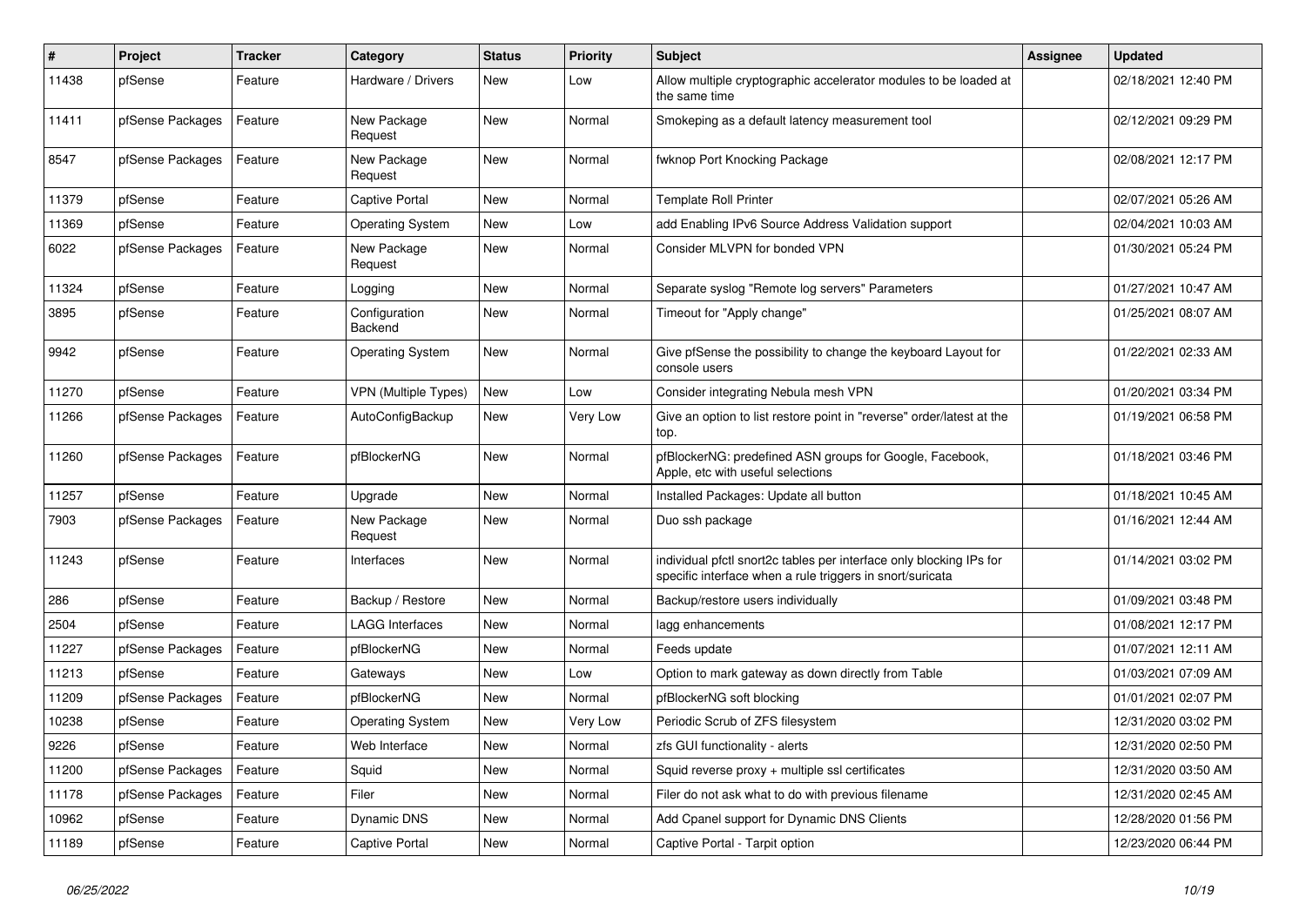| # | Project | Tracker | Category | Status | Priority | Subject | Assignee | Updated |
|---|---|---|---|---|---|---|---|---|
| 11438 | pfSense | Feature | Hardware / Drivers | New | Low | Allow multiple cryptographic accelerator modules to be loaded at the same time | | 02/18/2021 12:40 PM |
| 11411 | pfSense Packages | Feature | New Package Request | New | Normal | Smokeping as a default latency measurement tool | | 02/12/2021 09:29 PM |
| 8547 | pfSense Packages | Feature | New Package Request | New | Normal | fwknop Port Knocking Package | | 02/08/2021 12:17 PM |
| 11379 | pfSense | Feature | Captive Portal | New | Normal | Template Roll Printer | | 02/07/2021 05:26 AM |
| 11369 | pfSense | Feature | Operating System | New | Low | add Enabling IPv6 Source Address Validation support | | 02/04/2021 10:03 AM |
| 6022 | pfSense Packages | Feature | New Package Request | New | Normal | Consider MLVPN for bonded VPN | | 01/30/2021 05:24 PM |
| 11324 | pfSense | Feature | Logging | New | Normal | Separate syslog "Remote log servers" Parameters | | 01/27/2021 10:47 AM |
| 3895 | pfSense | Feature | Configuration Backend | New | Normal | Timeout for "Apply change" | | 01/25/2021 08:07 AM |
| 9942 | pfSense | Feature | Operating System | New | Normal | Give pfSense the possibility to change the keyboard Layout for console users | | 01/22/2021 02:33 AM |
| 11270 | pfSense | Feature | VPN (Multiple Types) | New | Low | Consider integrating Nebula mesh VPN | | 01/20/2021 03:34 PM |
| 11266 | pfSense Packages | Feature | AutoConfigBackup | New | Very Low | Give an option to list restore point in "reverse" order/latest at the top. | | 01/19/2021 06:58 PM |
| 11260 | pfSense Packages | Feature | pfBlockerNG | New | Normal | pfBlockerNG: predefined ASN groups for Google, Facebook, Apple, etc with useful selections | | 01/18/2021 03:46 PM |
| 11257 | pfSense | Feature | Upgrade | New | Normal | Installed Packages: Update all button | | 01/18/2021 10:45 AM |
| 7903 | pfSense Packages | Feature | New Package Request | New | Normal | Duo ssh package | | 01/16/2021 12:44 AM |
| 11243 | pfSense | Feature | Interfaces | New | Normal | individual pfctl snort2c tables per interface only blocking IPs for specific interface when a rule triggers in snort/suricata | | 01/14/2021 03:02 PM |
| 286 | pfSense | Feature | Backup / Restore | New | Normal | Backup/restore users individually | | 01/09/2021 03:48 PM |
| 2504 | pfSense | Feature | LAGG Interfaces | New | Normal | lagg enhancements | | 01/08/2021 12:17 PM |
| 11227 | pfSense Packages | Feature | pfBlockerNG | New | Normal | Feeds update | | 01/07/2021 12:11 AM |
| 11213 | pfSense | Feature | Gateways | New | Low | Option to mark gateway as down directly from Table | | 01/03/2021 07:09 AM |
| 11209 | pfSense Packages | Feature | pfBlockerNG | New | Normal | pfBlockerNG soft blocking | | 01/01/2021 02:07 PM |
| 10238 | pfSense | Feature | Operating System | New | Very Low | Periodic Scrub of ZFS filesystem | | 12/31/2020 03:02 PM |
| 9226 | pfSense | Feature | Web Interface | New | Normal | zfs GUI functionality - alerts | | 12/31/2020 02:50 PM |
| 11200 | pfSense Packages | Feature | Squid | New | Normal | Squid reverse proxy + multiple ssl certificates | | 12/31/2020 03:50 AM |
| 11178 | pfSense Packages | Feature | Filer | New | Normal | Filer do not ask what to do with previous filename | | 12/31/2020 02:45 AM |
| 10962 | pfSense | Feature | Dynamic DNS | New | Normal | Add Cpanel support for Dynamic DNS Clients | | 12/28/2020 01:56 PM |
| 11189 | pfSense | Feature | Captive Portal | New | Normal | Captive Portal - Tarpit option | | 12/23/2020 06:44 PM |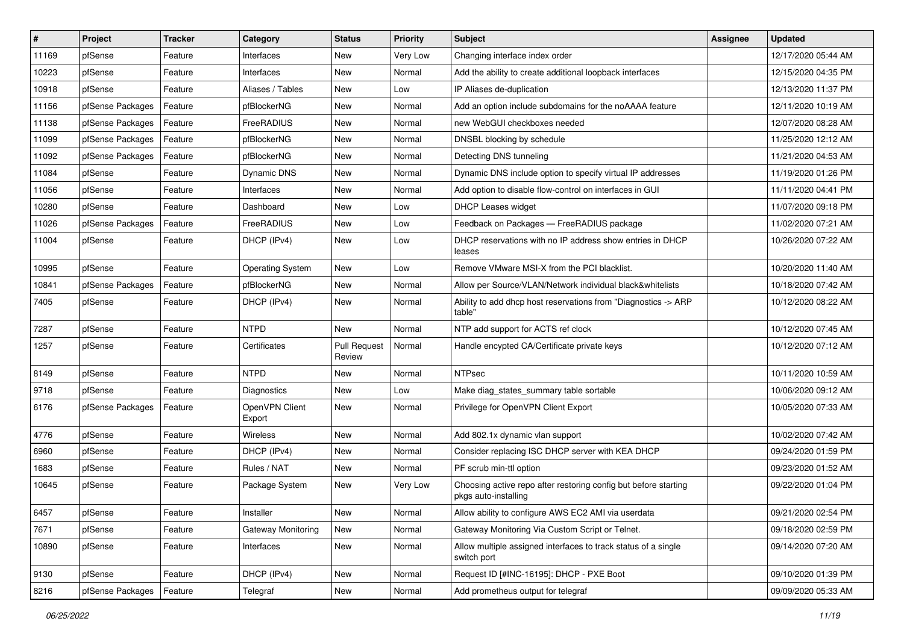| # | Project | Tracker | Category | Status | Priority | Subject | Assignee | Updated |
|---|---|---|---|---|---|---|---|---|
| 11169 | pfSense | Feature | Interfaces | New | Very Low | Changing interface index order | | 12/17/2020 05:44 AM |
| 10223 | pfSense | Feature | Interfaces | New | Normal | Add the ability to create additional loopback interfaces | | 12/15/2020 04:35 PM |
| 10918 | pfSense | Feature | Aliases / Tables | New | Low | IP Aliases de-duplication | | 12/13/2020 11:37 PM |
| 11156 | pfSense Packages | Feature | pfBlockerNG | New | Normal | Add an option include subdomains for the noAAAA feature | | 12/11/2020 10:19 AM |
| 11138 | pfSense Packages | Feature | FreeRADIUS | New | Normal | new WebGUI checkboxes needed | | 12/07/2020 08:28 AM |
| 11099 | pfSense Packages | Feature | pfBlockerNG | New | Normal | DNSBL blocking by schedule | | 11/25/2020 12:12 AM |
| 11092 | pfSense Packages | Feature | pfBlockerNG | New | Normal | Detecting DNS tunneling | | 11/21/2020 04:53 AM |
| 11084 | pfSense | Feature | Dynamic DNS | New | Normal | Dynamic DNS include option to specify virtual IP addresses | | 11/19/2020 01:26 PM |
| 11056 | pfSense | Feature | Interfaces | New | Normal | Add option to disable flow-control on interfaces in GUI | | 11/11/2020 04:41 PM |
| 10280 | pfSense | Feature | Dashboard | New | Low | DHCP Leases widget | | 11/07/2020 09:18 PM |
| 11026 | pfSense Packages | Feature | FreeRADIUS | New | Low | Feedback on Packages — FreeRADIUS package | | 11/02/2020 07:21 AM |
| 11004 | pfSense | Feature | DHCP (IPv4) | New | Low | DHCP reservations with no IP address show entries in DHCP leases | | 10/26/2020 07:22 AM |
| 10995 | pfSense | Feature | Operating System | New | Low | Remove VMware MSI-X from the PCI blacklist. | | 10/20/2020 11:40 AM |
| 10841 | pfSense Packages | Feature | pfBlockerNG | New | Normal | Allow per Source/VLAN/Network individual black&whitelists | | 10/18/2020 07:42 AM |
| 7405 | pfSense | Feature | DHCP (IPv4) | New | Normal | Ability to add dhcp host reservations from "Diagnostics -> ARP table" | | 10/12/2020 08:22 AM |
| 7287 | pfSense | Feature | NTPD | New | Normal | NTP add support for ACTS ref clock | | 10/12/2020 07:45 AM |
| 1257 | pfSense | Feature | Certificates | Pull Request Review | Normal | Handle encypted CA/Certificate private keys | | 10/12/2020 07:12 AM |
| 8149 | pfSense | Feature | NTPD | New | Normal | NTPsec | | 10/11/2020 10:59 AM |
| 9718 | pfSense | Feature | Diagnostics | New | Low | Make diag_states_summary table sortable | | 10/06/2020 09:12 AM |
| 6176 | pfSense Packages | Feature | OpenVPN Client Export | New | Normal | Privilege for OpenVPN Client Export | | 10/05/2020 07:33 AM |
| 4776 | pfSense | Feature | Wireless | New | Normal | Add 802.1x dynamic vlan support | | 10/02/2020 07:42 AM |
| 6960 | pfSense | Feature | DHCP (IPv4) | New | Normal | Consider replacing ISC DHCP server with KEA DHCP | | 09/24/2020 01:59 PM |
| 1683 | pfSense | Feature | Rules / NAT | New | Normal | PF scrub min-ttl option | | 09/23/2020 01:52 AM |
| 10645 | pfSense | Feature | Package System | New | Very Low | Choosing active repo after restoring config but before starting pkgs auto-installing | | 09/22/2020 01:04 PM |
| 6457 | pfSense | Feature | Installer | New | Normal | Allow ability to configure AWS EC2 AMI via userdata | | 09/21/2020 02:54 PM |
| 7671 | pfSense | Feature | Gateway Monitoring | New | Normal | Gateway Monitoring Via Custom Script or Telnet. | | 09/18/2020 02:59 PM |
| 10890 | pfSense | Feature | Interfaces | New | Normal | Allow multiple assigned interfaces to track status of a single switch port | | 09/14/2020 07:20 AM |
| 9130 | pfSense | Feature | DHCP (IPv4) | New | Normal | Request ID [#INC-16195]: DHCP - PXE Boot | | 09/10/2020 01:39 PM |
| 8216 | pfSense Packages | Feature | Telegraf | New | Normal | Add prometheus output for telegraf | | 09/09/2020 05:33 AM |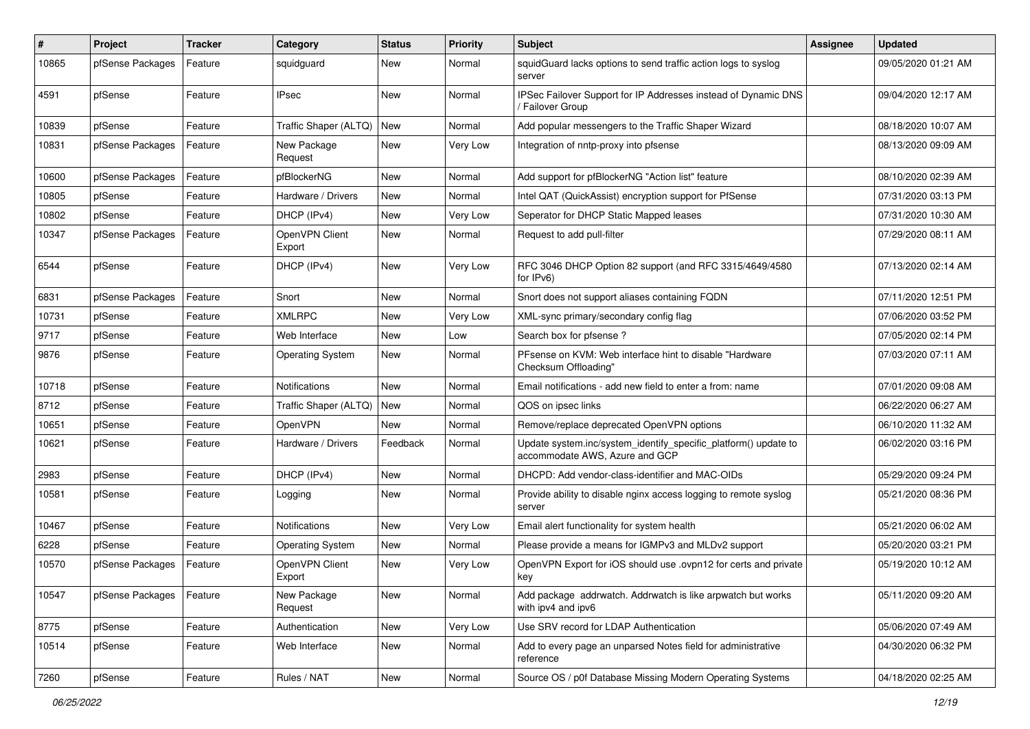| # | Project | Tracker | Category | Status | Priority | Subject | Assignee | Updated |
|---|---|---|---|---|---|---|---|---|
| 10865 | pfSense Packages | Feature | squidguard | New | Normal | squidGuard lacks options to send traffic action logs to syslog server | | 09/05/2020 01:21 AM |
| 4591 | pfSense | Feature | IPsec | New | Normal | IPSec Failover Support for IP Addresses instead of Dynamic DNS / Failover Group | | 09/04/2020 12:17 AM |
| 10839 | pfSense | Feature | Traffic Shaper (ALTQ) | New | Normal | Add popular messengers to the Traffic Shaper Wizard | | 08/18/2020 10:07 AM |
| 10831 | pfSense Packages | Feature | New Package Request | New | Very Low | Integration of nntp-proxy into pfsense | | 08/13/2020 09:09 AM |
| 10600 | pfSense Packages | Feature | pfBlockerNG | New | Normal | Add support for pfBlockerNG "Action list" feature | | 08/10/2020 02:39 AM |
| 10805 | pfSense | Feature | Hardware / Drivers | New | Normal | Intel QAT (QuickAssist) encryption support for PfSense | | 07/31/2020 03:13 PM |
| 10802 | pfSense | Feature | DHCP (IPv4) | New | Very Low | Seperator for DHCP Static Mapped leases | | 07/31/2020 10:30 AM |
| 10347 | pfSense Packages | Feature | OpenVPN Client Export | New | Normal | Request to add pull-filter | | 07/29/2020 08:11 AM |
| 6544 | pfSense | Feature | DHCP (IPv4) | New | Very Low | RFC 3046 DHCP Option 82 support (and RFC 3315/4649/4580 for IPv6) | | 07/13/2020 02:14 AM |
| 6831 | pfSense Packages | Feature | Snort | New | Normal | Snort does not support aliases containing FQDN | | 07/11/2020 12:51 PM |
| 10731 | pfSense | Feature | XMLRPC | New | Very Low | XML-sync primary/secondary config flag | | 07/06/2020 03:52 PM |
| 9717 | pfSense | Feature | Web Interface | New | Low | Search box for pfsense ? | | 07/05/2020 02:14 PM |
| 9876 | pfSense | Feature | Operating System | New | Normal | PFsense on KVM: Web interface hint to disable "Hardware Checksum Offloading" | | 07/03/2020 07:11 AM |
| 10718 | pfSense | Feature | Notifications | New | Normal | Email notifications - add new field to enter a from: name | | 07/01/2020 09:08 AM |
| 8712 | pfSense | Feature | Traffic Shaper (ALTQ) | New | Normal | QOS on ipsec links | | 06/22/2020 06:27 AM |
| 10651 | pfSense | Feature | OpenVPN | New | Normal | Remove/replace deprecated OpenVPN options | | 06/10/2020 11:32 AM |
| 10621 | pfSense | Feature | Hardware / Drivers | Feedback | Normal | Update system.inc/system_identify_specific_platform() update to accommodate AWS, Azure and GCP | | 06/02/2020 03:16 PM |
| 2983 | pfSense | Feature | DHCP (IPv4) | New | Normal | DHCPD: Add vendor-class-identifier and MAC-OIDs | | 05/29/2020 09:24 PM |
| 10581 | pfSense | Feature | Logging | New | Normal | Provide ability to disable nginx access logging to remote syslog server | | 05/21/2020 08:36 PM |
| 10467 | pfSense | Feature | Notifications | New | Very Low | Email alert functionality for system health | | 05/21/2020 06:02 AM |
| 6228 | pfSense | Feature | Operating System | New | Normal | Please provide a means for IGMPv3 and MLDv2 support | | 05/20/2020 03:21 PM |
| 10570 | pfSense Packages | Feature | OpenVPN Client Export | New | Very Low | OpenVPN Export for iOS should use .ovpn12 for certs and private key | | 05/19/2020 10:12 AM |
| 10547 | pfSense Packages | Feature | New Package Request | New | Normal | Add package addrwatch. Addrwatch is like arpwatch but works with ipv4 and ipv6 | | 05/11/2020 09:20 AM |
| 8775 | pfSense | Feature | Authentication | New | Very Low | Use SRV record for LDAP Authentication | | 05/06/2020 07:49 AM |
| 10514 | pfSense | Feature | Web Interface | New | Normal | Add to every page an unparsed Notes field for administrative reference | | 04/30/2020 06:32 PM |
| 7260 | pfSense | Feature | Rules / NAT | New | Normal | Source OS / p0f Database Missing Modern Operating Systems | | 04/18/2020 02:25 AM |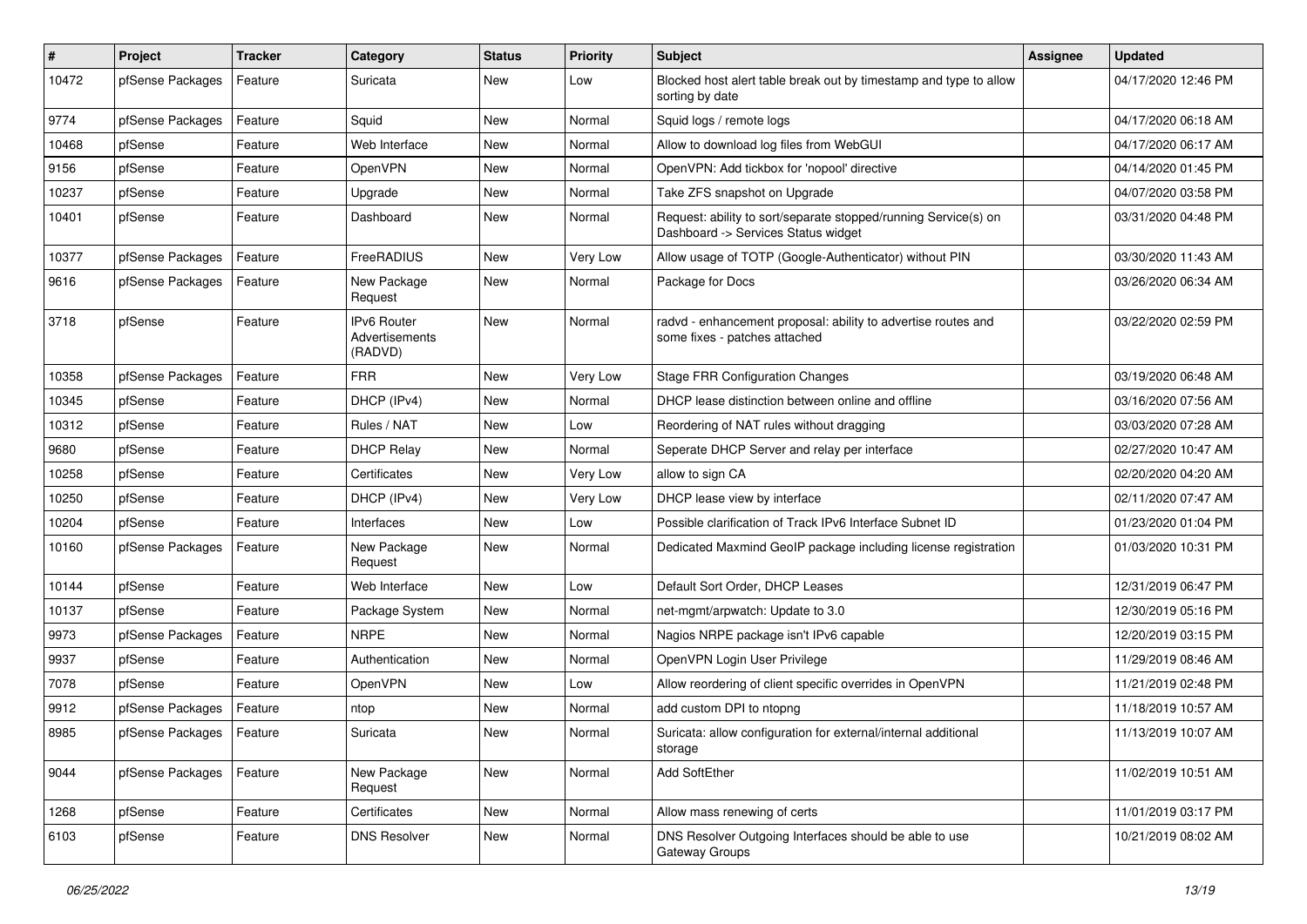| # | Project | Tracker | Category | Status | Priority | Subject | Assignee | Updated |
|---|---|---|---|---|---|---|---|---|
| 10472 | pfSense Packages | Feature | Suricata | New | Low | Blocked host alert table break out by timestamp and type to allow sorting by date | | 04/17/2020 12:46 PM |
| 9774 | pfSense Packages | Feature | Squid | New | Normal | Squid logs / remote logs | | 04/17/2020 06:18 AM |
| 10468 | pfSense | Feature | Web Interface | New | Normal | Allow to download log files from WebGUI | | 04/17/2020 06:17 AM |
| 9156 | pfSense | Feature | OpenVPN | New | Normal | OpenVPN: Add tickbox for 'nopool' directive | | 04/14/2020 01:45 PM |
| 10237 | pfSense | Feature | Upgrade | New | Normal | Take ZFS snapshot on Upgrade | | 04/07/2020 03:58 PM |
| 10401 | pfSense | Feature | Dashboard | New | Normal | Request: ability to sort/separate stopped/running Service(s) on Dashboard -> Services Status widget | | 03/31/2020 04:48 PM |
| 10377 | pfSense Packages | Feature | FreeRADIUS | New | Very Low | Allow usage of TOTP (Google-Authenticator) without PIN | | 03/30/2020 11:43 AM |
| 9616 | pfSense Packages | Feature | New Package Request | New | Normal | Package for Docs | | 03/26/2020 06:34 AM |
| 3718 | pfSense | Feature | IPv6 Router Advertisements (RADVD) | New | Normal | radvd - enhancement proposal: ability to advertise routes and some fixes - patches attached | | 03/22/2020 02:59 PM |
| 10358 | pfSense Packages | Feature | FRR | New | Very Low | Stage FRR Configuration Changes | | 03/19/2020 06:48 AM |
| 10345 | pfSense | Feature | DHCP (IPv4) | New | Normal | DHCP lease distinction between online and offline | | 03/16/2020 07:56 AM |
| 10312 | pfSense | Feature | Rules / NAT | New | Low | Reordering of NAT rules without dragging | | 03/03/2020 07:28 AM |
| 9680 | pfSense | Feature | DHCP Relay | New | Normal | Seperate DHCP Server and relay per interface | | 02/27/2020 10:47 AM |
| 10258 | pfSense | Feature | Certificates | New | Very Low | allow to sign CA | | 02/20/2020 04:20 AM |
| 10250 | pfSense | Feature | DHCP (IPv4) | New | Very Low | DHCP lease view by interface | | 02/11/2020 07:47 AM |
| 10204 | pfSense | Feature | Interfaces | New | Low | Possible clarification of Track IPv6 Interface Subnet ID | | 01/23/2020 01:04 PM |
| 10160 | pfSense Packages | Feature | New Package Request | New | Normal | Dedicated Maxmind GeoIP package including license registration | | 01/03/2020 10:31 PM |
| 10144 | pfSense | Feature | Web Interface | New | Low | Default Sort Order, DHCP Leases | | 12/31/2019 06:47 PM |
| 10137 | pfSense | Feature | Package System | New | Normal | net-mgmt/arpwatch: Update to 3.0 | | 12/30/2019 05:16 PM |
| 9973 | pfSense Packages | Feature | NRPE | New | Normal | Nagios NRPE package isn't IPv6 capable | | 12/20/2019 03:15 PM |
| 9937 | pfSense | Feature | Authentication | New | Normal | OpenVPN Login User Privilege | | 11/29/2019 08:46 AM |
| 7078 | pfSense | Feature | OpenVPN | New | Low | Allow reordering of client specific overrides in OpenVPN | | 11/21/2019 02:48 PM |
| 9912 | pfSense Packages | Feature | ntop | New | Normal | add custom DPI to ntopng | | 11/18/2019 10:57 AM |
| 8985 | pfSense Packages | Feature | Suricata | New | Normal | Suricata: allow configuration for external/internal additional storage | | 11/13/2019 10:07 AM |
| 9044 | pfSense Packages | Feature | New Package Request | New | Normal | Add SoftEther | | 11/02/2019 10:51 AM |
| 1268 | pfSense | Feature | Certificates | New | Normal | Allow mass renewing of certs | | 11/01/2019 03:17 PM |
| 6103 | pfSense | Feature | DNS Resolver | New | Normal | DNS Resolver Outgoing Interfaces should be able to use Gateway Groups | | 10/21/2019 08:02 AM |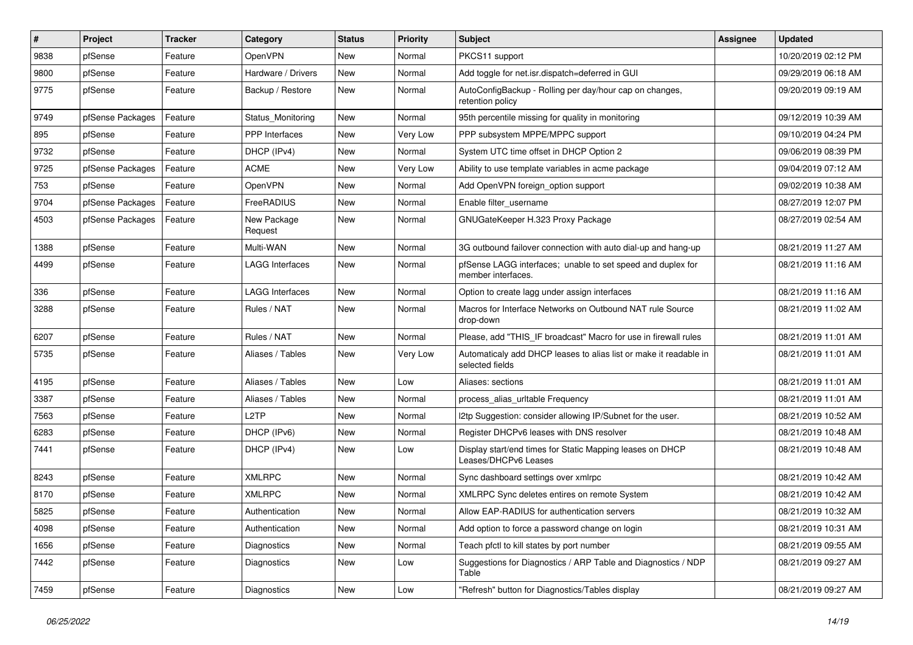| # | Project | Tracker | Category | Status | Priority | Subject | Assignee | Updated |
|---|---|---|---|---|---|---|---|---|
| 9838 | pfSense | Feature | OpenVPN | New | Normal | PKCS11 support | | 10/20/2019 02:12 PM |
| 9800 | pfSense | Feature | Hardware / Drivers | New | Normal | Add toggle for net.isr.dispatch=deferred in GUI | | 09/29/2019 06:18 AM |
| 9775 | pfSense | Feature | Backup / Restore | New | Normal | AutoConfigBackup - Rolling per day/hour cap on changes, retention policy | | 09/20/2019 09:19 AM |
| 9749 | pfSense Packages | Feature | Status_Monitoring | New | Normal | 95th percentile missing for quality in monitoring | | 09/12/2019 10:39 AM |
| 895 | pfSense | Feature | PPP Interfaces | New | Very Low | PPP subsystem MPPE/MPPC support | | 09/10/2019 04:24 PM |
| 9732 | pfSense | Feature | DHCP (IPv4) | New | Normal | System UTC time offset in DHCP Option 2 | | 09/06/2019 08:39 PM |
| 9725 | pfSense Packages | Feature | ACME | New | Very Low | Ability to use template variables in acme package | | 09/04/2019 07:12 AM |
| 753 | pfSense | Feature | OpenVPN | New | Normal | Add OpenVPN foreign_option support | | 09/02/2019 10:38 AM |
| 9704 | pfSense Packages | Feature | FreeRADIUS | New | Normal | Enable filter_username | | 08/27/2019 12:07 PM |
| 4503 | pfSense Packages | Feature | New Package Request | New | Normal | GNUGateKeeper H.323 Proxy Package | | 08/27/2019 02:54 AM |
| 1388 | pfSense | Feature | Multi-WAN | New | Normal | 3G outbound failover connection with auto dial-up and hang-up | | 08/21/2019 11:27 AM |
| 4499 | pfSense | Feature | LAGG Interfaces | New | Normal | pfSense LAGG interfaces; unable to set speed and duplex for member interfaces. | | 08/21/2019 11:16 AM |
| 336 | pfSense | Feature | LAGG Interfaces | New | Normal | Option to create lagg under assign interfaces | | 08/21/2019 11:16 AM |
| 3288 | pfSense | Feature | Rules / NAT | New | Normal | Macros for Interface Networks on Outbound NAT rule Source drop-down | | 08/21/2019 11:02 AM |
| 6207 | pfSense | Feature | Rules / NAT | New | Normal | Please, add "THIS_IF broadcast" Macro for use in firewall rules | | 08/21/2019 11:01 AM |
| 5735 | pfSense | Feature | Aliases / Tables | New | Very Low | Automaticaly add DHCP leases to alias list or make it readable in selected fields | | 08/21/2019 11:01 AM |
| 4195 | pfSense | Feature | Aliases / Tables | New | Low | Aliases: sections | | 08/21/2019 11:01 AM |
| 3387 | pfSense | Feature | Aliases / Tables | New | Normal | process_alias_urltable Frequency | | 08/21/2019 11:01 AM |
| 7563 | pfSense | Feature | L2TP | New | Normal | l2tp Suggestion: consider allowing IP/Subnet for the user. | | 08/21/2019 10:52 AM |
| 6283 | pfSense | Feature | DHCP (IPv6) | New | Normal | Register DHCPv6 leases with DNS resolver | | 08/21/2019 10:48 AM |
| 7441 | pfSense | Feature | DHCP (IPv4) | New | Low | Display start/end times for Static Mapping leases on DHCP Leases/DHCPv6 Leases | | 08/21/2019 10:48 AM |
| 8243 | pfSense | Feature | XMLRPC | New | Normal | Sync dashboard settings over xmlrpc | | 08/21/2019 10:42 AM |
| 8170 | pfSense | Feature | XMLRPC | New | Normal | XMLRPC Sync deletes entires on remote System | | 08/21/2019 10:42 AM |
| 5825 | pfSense | Feature | Authentication | New | Normal | Allow EAP-RADIUS for authentication servers | | 08/21/2019 10:32 AM |
| 4098 | pfSense | Feature | Authentication | New | Normal | Add option to force a password change on login | | 08/21/2019 10:31 AM |
| 1656 | pfSense | Feature | Diagnostics | New | Normal | Teach pfctl to kill states by port number | | 08/21/2019 09:55 AM |
| 7442 | pfSense | Feature | Diagnostics | New | Low | Suggestions for Diagnostics / ARP Table and Diagnostics / NDP Table | | 08/21/2019 09:27 AM |
| 7459 | pfSense | Feature | Diagnostics | New | Low | "Refresh" button for Diagnostics/Tables display | | 08/21/2019 09:27 AM |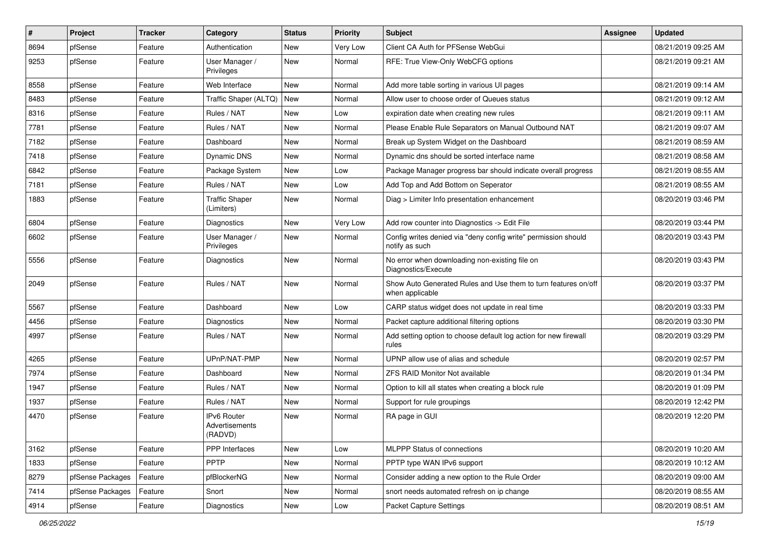| # | Project | Tracker | Category | Status | Priority | Subject | Assignee | Updated |
|---|---|---|---|---|---|---|---|---|
| 8694 | pfSense | Feature | Authentication | New | Very Low | Client CA Auth for PFSense WebGui | | 08/21/2019 09:25 AM |
| 9253 | pfSense | Feature | User Manager / Privileges | New | Normal | RFE: True View-Only WebCFG options | | 08/21/2019 09:21 AM |
| 8558 | pfSense | Feature | Web Interface | New | Normal | Add more table sorting in various UI pages | | 08/21/2019 09:14 AM |
| 8483 | pfSense | Feature | Traffic Shaper (ALTQ) | New | Normal | Allow user to choose order of Queues status | | 08/21/2019 09:12 AM |
| 8316 | pfSense | Feature | Rules / NAT | New | Low | expiration date when creating new rules | | 08/21/2019 09:11 AM |
| 7781 | pfSense | Feature | Rules / NAT | New | Normal | Please Enable Rule Separators on Manual Outbound NAT | | 08/21/2019 09:07 AM |
| 7182 | pfSense | Feature | Dashboard | New | Normal | Break up System Widget on the Dashboard | | 08/21/2019 08:59 AM |
| 7418 | pfSense | Feature | Dynamic DNS | New | Normal | Dynamic dns should be sorted interface name | | 08/21/2019 08:58 AM |
| 6842 | pfSense | Feature | Package System | New | Low | Package Manager progress bar should indicate overall progress | | 08/21/2019 08:55 AM |
| 7181 | pfSense | Feature | Rules / NAT | New | Low | Add Top and Add Bottom on Seperator | | 08/21/2019 08:55 AM |
| 1883 | pfSense | Feature | Traffic Shaper (Limiters) | New | Normal | Diag > Limiter Info presentation enhancement | | 08/20/2019 03:46 PM |
| 6804 | pfSense | Feature | Diagnostics | New | Very Low | Add row counter into Diagnostics -> Edit File | | 08/20/2019 03:44 PM |
| 6602 | pfSense | Feature | User Manager / Privileges | New | Normal | Config writes denied via "deny config write" permission should notify as such | | 08/20/2019 03:43 PM |
| 5556 | pfSense | Feature | Diagnostics | New | Normal | No error when downloading non-existing file on Diagnostics/Execute | | 08/20/2019 03:43 PM |
| 2049 | pfSense | Feature | Rules / NAT | New | Normal | Show Auto Generated Rules and Use them to turn features on/off when applicable | | 08/20/2019 03:37 PM |
| 5567 | pfSense | Feature | Dashboard | New | Low | CARP status widget does not update in real time | | 08/20/2019 03:33 PM |
| 4456 | pfSense | Feature | Diagnostics | New | Normal | Packet capture additional filtering options | | 08/20/2019 03:30 PM |
| 4997 | pfSense | Feature | Rules / NAT | New | Normal | Add setting option to choose default log action for new firewall rules | | 08/20/2019 03:29 PM |
| 4265 | pfSense | Feature | UPnP/NAT-PMP | New | Normal | UPNP allow use of alias and schedule | | 08/20/2019 02:57 PM |
| 7974 | pfSense | Feature | Dashboard | New | Normal | ZFS RAID Monitor Not available | | 08/20/2019 01:34 PM |
| 1947 | pfSense | Feature | Rules / NAT | New | Normal | Option to kill all states when creating a block rule | | 08/20/2019 01:09 PM |
| 1937 | pfSense | Feature | Rules / NAT | New | Normal | Support for rule groupings | | 08/20/2019 12:42 PM |
| 4470 | pfSense | Feature | IPv6 Router Advertisements (RADVD) | New | Normal | RA page in GUI | | 08/20/2019 12:20 PM |
| 3162 | pfSense | Feature | PPP Interfaces | New | Low | MLPPP Status of connections | | 08/20/2019 10:20 AM |
| 1833 | pfSense | Feature | PPTP | New | Normal | PPTP type WAN IPv6 support | | 08/20/2019 10:12 AM |
| 8279 | pfSense Packages | Feature | pfBlockerNG | New | Normal | Consider adding a new option to the Rule Order | | 08/20/2019 09:00 AM |
| 7414 | pfSense Packages | Feature | Snort | New | Normal | snort needs automated refresh on ip change | | 08/20/2019 08:55 AM |
| 4914 | pfSense | Feature | Diagnostics | New | Low | Packet Capture Settings | | 08/20/2019 08:51 AM |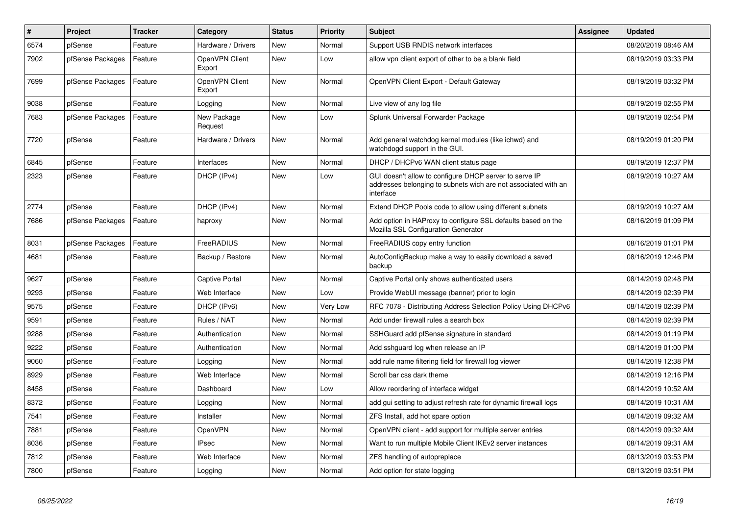| # | Project | Tracker | Category | Status | Priority | Subject | Assignee | Updated |
|---|---|---|---|---|---|---|---|---|
| 6574 | pfSense | Feature | Hardware / Drivers | New | Normal | Support USB RNDIS network interfaces | | 08/20/2019 08:46 AM |
| 7902 | pfSense Packages | Feature | OpenVPN Client Export | New | Low | allow vpn client export of other to be a blank field | | 08/19/2019 03:33 PM |
| 7699 | pfSense Packages | Feature | OpenVPN Client Export | New | Normal | OpenVPN Client Export - Default Gateway | | 08/19/2019 03:32 PM |
| 9038 | pfSense | Feature | Logging | New | Normal | Live view of any log file | | 08/19/2019 02:55 PM |
| 7683 | pfSense Packages | Feature | New Package Request | New | Low | Splunk Universal Forwarder Package | | 08/19/2019 02:54 PM |
| 7720 | pfSense | Feature | Hardware / Drivers | New | Normal | Add general watchdog kernel modules (like ichwd) and watchdogd support in the GUI. | | 08/19/2019 01:20 PM |
| 6845 | pfSense | Feature | Interfaces | New | Normal | DHCP / DHCPv6 WAN client status page | | 08/19/2019 12:37 PM |
| 2323 | pfSense | Feature | DHCP (IPv4) | New | Low | GUI doesn't allow to configure DHCP server to serve IP addresses belonging to subnets wich are not associated with an interface | | 08/19/2019 10:27 AM |
| 2774 | pfSense | Feature | DHCP (IPv4) | New | Normal | Extend DHCP Pools code to allow using different subnets | | 08/19/2019 10:27 AM |
| 7686 | pfSense Packages | Feature | haproxy | New | Normal | Add option in HAProxy to configure SSL defaults based on the Mozilla SSL Configuration Generator | | 08/16/2019 01:09 PM |
| 8031 | pfSense Packages | Feature | FreeRADIUS | New | Normal | FreeRADIUS copy entry function | | 08/16/2019 01:01 PM |
| 4681 | pfSense | Feature | Backup / Restore | New | Normal | AutoConfigBackup make a way to easily download a saved backup | | 08/16/2019 12:46 PM |
| 9627 | pfSense | Feature | Captive Portal | New | Normal | Captive Portal only shows authenticated users | | 08/14/2019 02:48 PM |
| 9293 | pfSense | Feature | Web Interface | New | Low | Provide WebUI message (banner) prior to login | | 08/14/2019 02:39 PM |
| 9575 | pfSense | Feature | DHCP (IPv6) | New | Very Low | RFC 7078 - Distributing Address Selection Policy Using DHCPv6 | | 08/14/2019 02:39 PM |
| 9591 | pfSense | Feature | Rules / NAT | New | Normal | Add under firewall rules a search box | | 08/14/2019 02:39 PM |
| 9288 | pfSense | Feature | Authentication | New | Normal | SSHGuard add pfSense signature in standard | | 08/14/2019 01:19 PM |
| 9222 | pfSense | Feature | Authentication | New | Normal | Add sshguard log when release an IP | | 08/14/2019 01:00 PM |
| 9060 | pfSense | Feature | Logging | New | Normal | add rule name filtering field for firewall log viewer | | 08/14/2019 12:38 PM |
| 8929 | pfSense | Feature | Web Interface | New | Normal | Scroll bar css dark theme | | 08/14/2019 12:16 PM |
| 8458 | pfSense | Feature | Dashboard | New | Low | Allow reordering of interface widget | | 08/14/2019 10:52 AM |
| 8372 | pfSense | Feature | Logging | New | Normal | add gui setting to adjust refresh rate for dynamic firewall logs | | 08/14/2019 10:31 AM |
| 7541 | pfSense | Feature | Installer | New | Normal | ZFS Install, add hot spare option | | 08/14/2019 09:32 AM |
| 7881 | pfSense | Feature | OpenVPN | New | Normal | OpenVPN client - add support for multiple server entries | | 08/14/2019 09:32 AM |
| 8036 | pfSense | Feature | IPsec | New | Normal | Want to run multiple Mobile Client IKEv2 server instances | | 08/14/2019 09:31 AM |
| 7812 | pfSense | Feature | Web Interface | New | Normal | ZFS handling of autopreplace | | 08/13/2019 03:53 PM |
| 7800 | pfSense | Feature | Logging | New | Normal | Add option for state logging | | 08/13/2019 03:51 PM |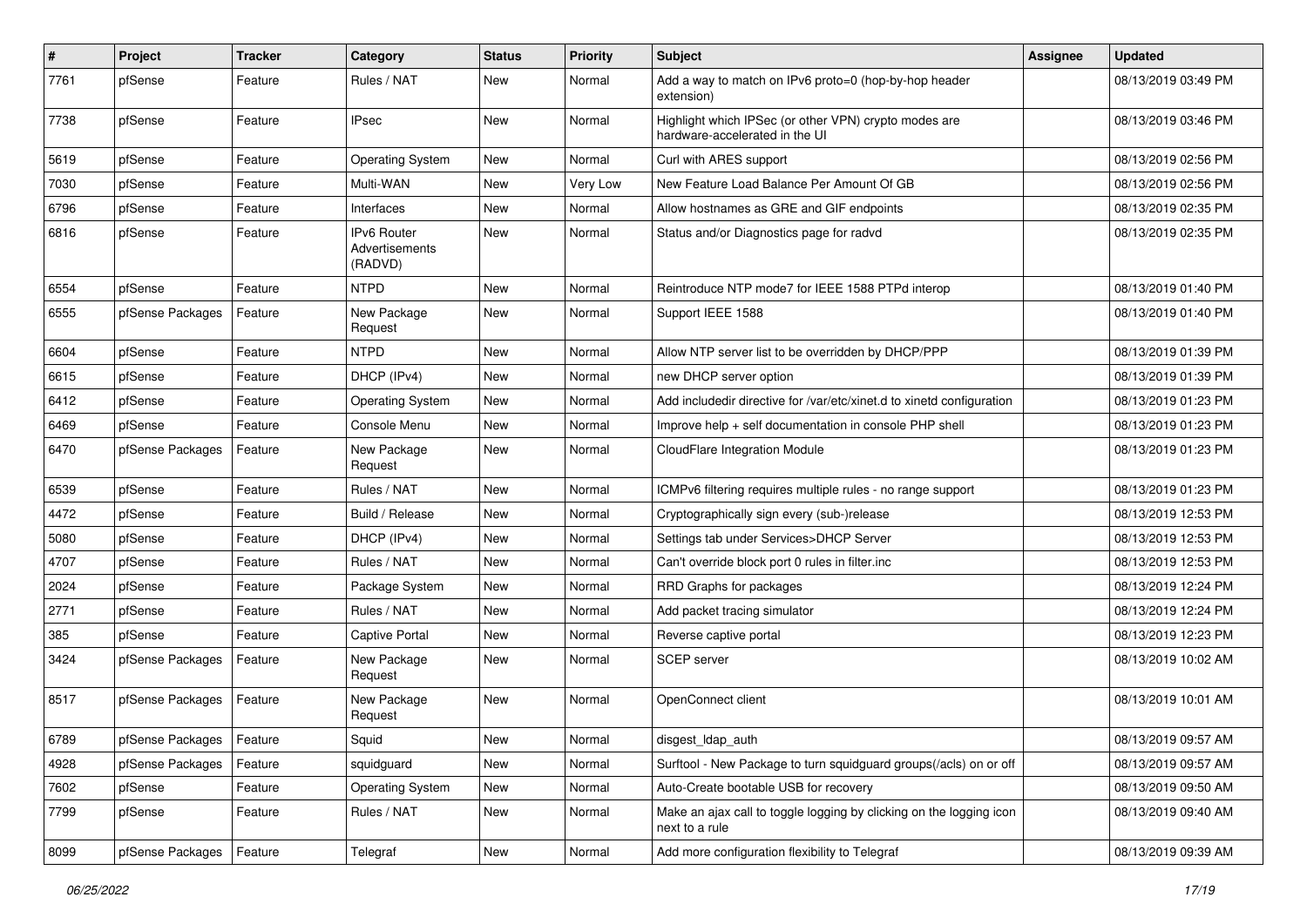| # | Project | Tracker | Category | Status | Priority | Subject | Assignee | Updated |
|---|---|---|---|---|---|---|---|---|
| 7761 | pfSense | Feature | Rules / NAT | New | Normal | Add a way to match on IPv6 proto=0 (hop-by-hop header extension) | | 08/13/2019 03:49 PM |
| 7738 | pfSense | Feature | IPsec | New | Normal | Highlight which IPSec (or other VPN) crypto modes are hardware-accelerated in the UI | | 08/13/2019 03:46 PM |
| 5619 | pfSense | Feature | Operating System | New | Normal | Curl with ARES support | | 08/13/2019 02:56 PM |
| 7030 | pfSense | Feature | Multi-WAN | New | Very Low | New Feature Load Balance Per Amount Of GB | | 08/13/2019 02:56 PM |
| 6796 | pfSense | Feature | Interfaces | New | Normal | Allow hostnames as GRE and GIF endpoints | | 08/13/2019 02:35 PM |
| 6816 | pfSense | Feature | IPv6 Router Advertisements (RADVD) | New | Normal | Status and/or Diagnostics page for radvd | | 08/13/2019 02:35 PM |
| 6554 | pfSense | Feature | NTPD | New | Normal | Reintroduce NTP mode7 for IEEE 1588 PTPd interop | | 08/13/2019 01:40 PM |
| 6555 | pfSense Packages | Feature | New Package Request | New | Normal | Support IEEE 1588 | | 08/13/2019 01:40 PM |
| 6604 | pfSense | Feature | NTPD | New | Normal | Allow NTP server list to be overridden by DHCP/PPP | | 08/13/2019 01:39 PM |
| 6615 | pfSense | Feature | DHCP (IPv4) | New | Normal | new DHCP server option | | 08/13/2019 01:39 PM |
| 6412 | pfSense | Feature | Operating System | New | Normal | Add includedir directive for /var/etc/xinet.d to xinetd configuration | | 08/13/2019 01:23 PM |
| 6469 | pfSense | Feature | Console Menu | New | Normal | Improve help + self documentation in console PHP shell | | 08/13/2019 01:23 PM |
| 6470 | pfSense Packages | Feature | New Package Request | New | Normal | CloudFlare Integration Module | | 08/13/2019 01:23 PM |
| 6539 | pfSense | Feature | Rules / NAT | New | Normal | ICMPv6 filtering requires multiple rules - no range support | | 08/13/2019 01:23 PM |
| 4472 | pfSense | Feature | Build / Release | New | Normal | Cryptographically sign every (sub-)release | | 08/13/2019 12:53 PM |
| 5080 | pfSense | Feature | DHCP (IPv4) | New | Normal | Settings tab under Services>DHCP Server | | 08/13/2019 12:53 PM |
| 4707 | pfSense | Feature | Rules / NAT | New | Normal | Can't override block port 0 rules in filter.inc | | 08/13/2019 12:53 PM |
| 2024 | pfSense | Feature | Package System | New | Normal | RRD Graphs for packages | | 08/13/2019 12:24 PM |
| 2771 | pfSense | Feature | Rules / NAT | New | Normal | Add packet tracing simulator | | 08/13/2019 12:24 PM |
| 385 | pfSense | Feature | Captive Portal | New | Normal | Reverse captive portal | | 08/13/2019 12:23 PM |
| 3424 | pfSense Packages | Feature | New Package Request | New | Normal | SCEP server | | 08/13/2019 10:02 AM |
| 8517 | pfSense Packages | Feature | New Package Request | New | Normal | OpenConnect client | | 08/13/2019 10:01 AM |
| 6789 | pfSense Packages | Feature | Squid | New | Normal | disgest_ldap_auth | | 08/13/2019 09:57 AM |
| 4928 | pfSense Packages | Feature | squidguard | New | Normal | Surftool - New Package to turn squidguard groups(/acls) on or off | | 08/13/2019 09:57 AM |
| 7602 | pfSense | Feature | Operating System | New | Normal | Auto-Create bootable USB for recovery | | 08/13/2019 09:50 AM |
| 7799 | pfSense | Feature | Rules / NAT | New | Normal | Make an ajax call to toggle logging by clicking on the logging icon next to a rule | | 08/13/2019 09:40 AM |
| 8099 | pfSense Packages | Feature | Telegraf | New | Normal | Add more configuration flexibility to Telegraf | | 08/13/2019 09:39 AM |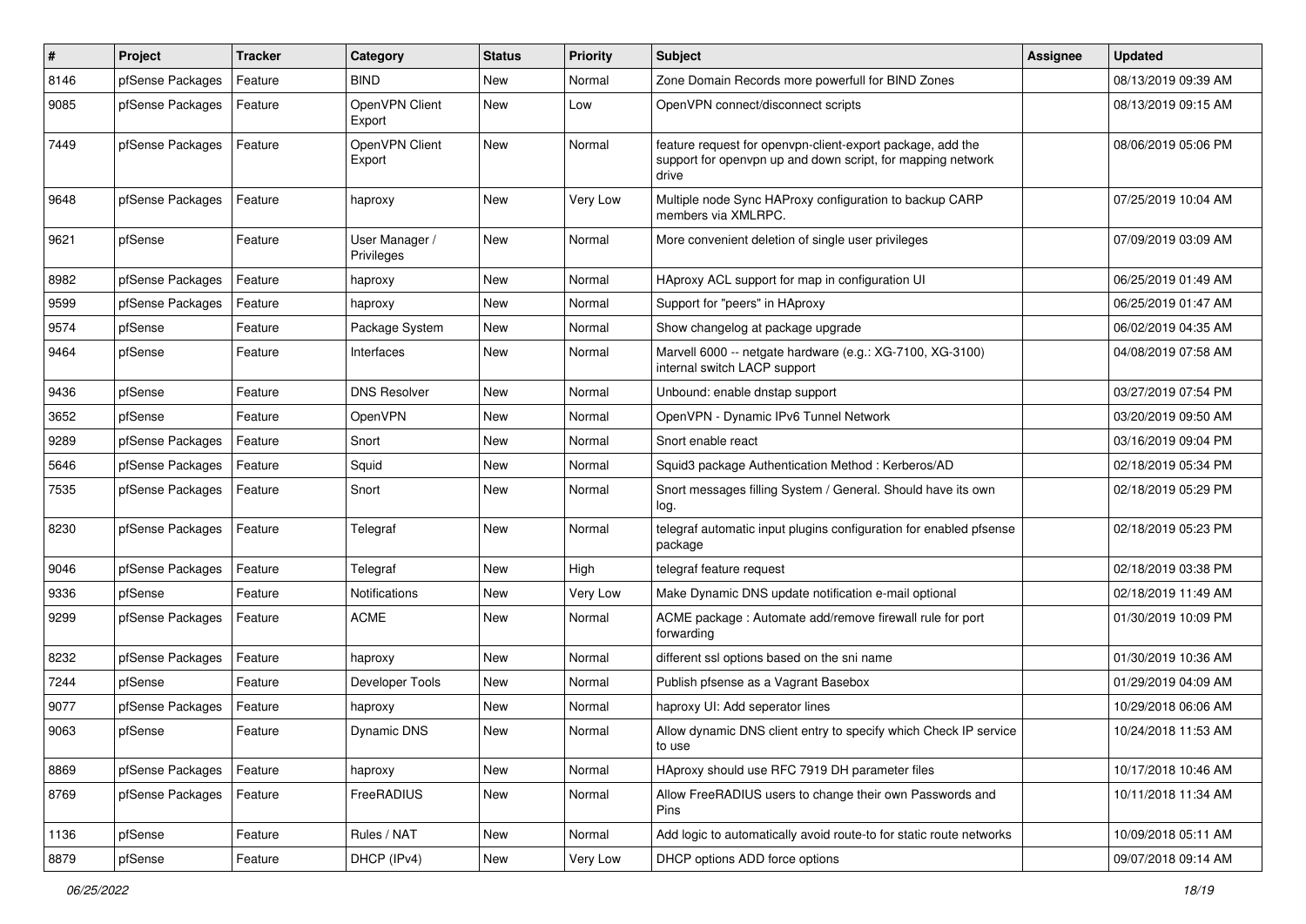| # | Project | Tracker | Category | Status | Priority | Subject | Assignee | Updated |
|---|---|---|---|---|---|---|---|---|
| 8146 | pfSense Packages | Feature | BIND | New | Normal | Zone Domain Records more powerfull for BIND Zones | | 08/13/2019 09:39 AM |
| 9085 | pfSense Packages | Feature | OpenVPN Client Export | New | Low | OpenVPN connect/disconnect scripts | | 08/13/2019 09:15 AM |
| 7449 | pfSense Packages | Feature | OpenVPN Client Export | New | Normal | feature request for openvpn-client-export package, add the support for openvpn up and down script, for mapping network drive | | 08/06/2019 05:06 PM |
| 9648 | pfSense Packages | Feature | haproxy | New | Very Low | Multiple node Sync HAProxy configuration to backup CARP members via XMLRPC. | | 07/25/2019 10:04 AM |
| 9621 | pfSense | Feature | User Manager / Privileges | New | Normal | More convenient deletion of single user privileges | | 07/09/2019 03:09 AM |
| 8982 | pfSense Packages | Feature | haproxy | New | Normal | HAproxy ACL support for map in configuration UI | | 06/25/2019 01:49 AM |
| 9599 | pfSense Packages | Feature | haproxy | New | Normal | Support for "peers" in HAproxy | | 06/25/2019 01:47 AM |
| 9574 | pfSense | Feature | Package System | New | Normal | Show changelog at package upgrade | | 06/02/2019 04:35 AM |
| 9464 | pfSense | Feature | Interfaces | New | Normal | Marvell 6000 -- netgate hardware (e.g.: XG-7100, XG-3100) internal switch LACP support | | 04/08/2019 07:58 AM |
| 9436 | pfSense | Feature | DNS Resolver | New | Normal | Unbound: enable dnstap support | | 03/27/2019 07:54 PM |
| 3652 | pfSense | Feature | OpenVPN | New | Normal | OpenVPN - Dynamic IPv6 Tunnel Network | | 03/20/2019 09:50 AM |
| 9289 | pfSense Packages | Feature | Snort | New | Normal | Snort enable react | | 03/16/2019 09:04 PM |
| 5646 | pfSense Packages | Feature | Squid | New | Normal | Squid3 package Authentication Method : Kerberos/AD | | 02/18/2019 05:34 PM |
| 7535 | pfSense Packages | Feature | Snort | New | Normal | Snort messages filling System / General. Should have its own log. | | 02/18/2019 05:29 PM |
| 8230 | pfSense Packages | Feature | Telegraf | New | Normal | telegraf automatic input plugins configuration for enabled pfsense package | | 02/18/2019 05:23 PM |
| 9046 | pfSense Packages | Feature | Telegraf | New | High | telegraf feature request | | 02/18/2019 03:38 PM |
| 9336 | pfSense | Feature | Notifications | New | Very Low | Make Dynamic DNS update notification e-mail optional | | 02/18/2019 11:49 AM |
| 9299 | pfSense Packages | Feature | ACME | New | Normal | ACME package : Automate add/remove firewall rule for port forwarding | | 01/30/2019 10:09 PM |
| 8232 | pfSense Packages | Feature | haproxy | New | Normal | different ssl options based on the sni name | | 01/30/2019 10:36 AM |
| 7244 | pfSense | Feature | Developer Tools | New | Normal | Publish pfsense as a Vagrant Basebox | | 01/29/2019 04:09 AM |
| 9077 | pfSense Packages | Feature | haproxy | New | Normal | haproxy UI: Add seperator lines | | 10/29/2018 06:06 AM |
| 9063 | pfSense | Feature | Dynamic DNS | New | Normal | Allow dynamic DNS client entry to specify which Check IP service to use | | 10/24/2018 11:53 AM |
| 8869 | pfSense Packages | Feature | haproxy | New | Normal | HAproxy should use RFC 7919 DH parameter files | | 10/17/2018 10:46 AM |
| 8769 | pfSense Packages | Feature | FreeRADIUS | New | Normal | Allow FreeRADIUS users to change their own Passwords and Pins | | 10/11/2018 11:34 AM |
| 1136 | pfSense | Feature | Rules / NAT | New | Normal | Add logic to automatically avoid route-to for static route networks | | 10/09/2018 05:11 AM |
| 8879 | pfSense | Feature | DHCP (IPv4) | New | Very Low | DHCP options ADD force options | | 09/07/2018 09:14 AM |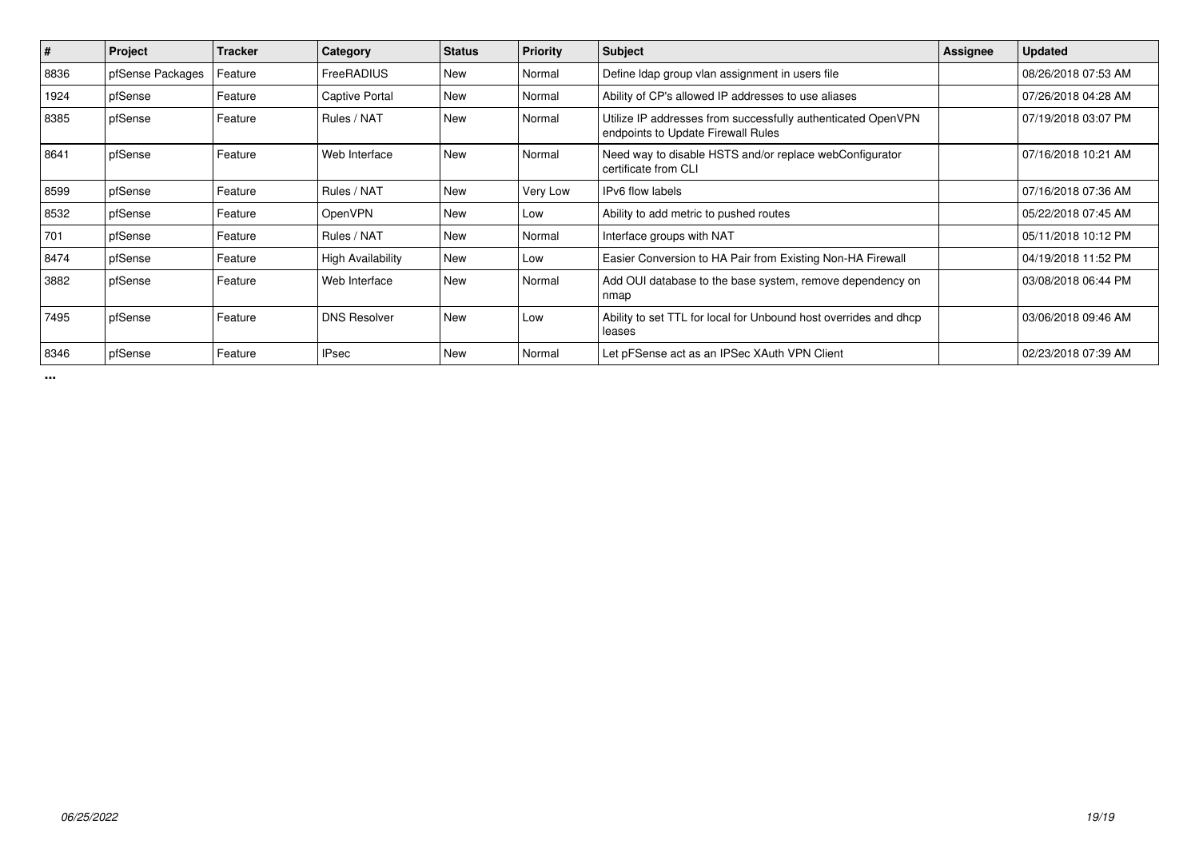| # | Project | Tracker | Category | Status | Priority | Subject | Assignee | Updated |
|---|---|---|---|---|---|---|---|---|
| 8836 | pfSense Packages | Feature | FreeRADIUS | New | Normal | Define ldap group vlan assignment in users file | | 08/26/2018 07:53 AM |
| 1924 | pfSense | Feature | Captive Portal | New | Normal | Ability of CP's allowed IP addresses to use aliases | | 07/26/2018 04:28 AM |
| 8385 | pfSense | Feature | Rules / NAT | New | Normal | Utilize IP addresses from successfully authenticated OpenVPN endpoints to Update Firewall Rules | | 07/19/2018 03:07 PM |
| 8641 | pfSense | Feature | Web Interface | New | Normal | Need way to disable HSTS and/or replace webConfigurator certificate from CLI | | 07/16/2018 10:21 AM |
| 8599 | pfSense | Feature | Rules / NAT | New | Very Low | IPv6 flow labels | | 07/16/2018 07:36 AM |
| 8532 | pfSense | Feature | OpenVPN | New | Low | Ability to add metric to pushed routes | | 05/22/2018 07:45 AM |
| 701 | pfSense | Feature | Rules / NAT | New | Normal | Interface groups with NAT | | 05/11/2018 10:12 PM |
| 8474 | pfSense | Feature | High Availability | New | Low | Easier Conversion to HA Pair from Existing Non-HA Firewall | | 04/19/2018 11:52 PM |
| 3882 | pfSense | Feature | Web Interface | New | Normal | Add OUI database to the base system, remove dependency on nmap | | 03/08/2018 06:44 PM |
| 7495 | pfSense | Feature | DNS Resolver | New | Low | Ability to set TTL for local for Unbound host overrides and dhcp leases | | 03/06/2018 09:46 AM |
| 8346 | pfSense | Feature | IPsec | New | Normal | Let pFSense act as an IPSec XAuth VPN Client | | 02/23/2018 07:39 AM |

...